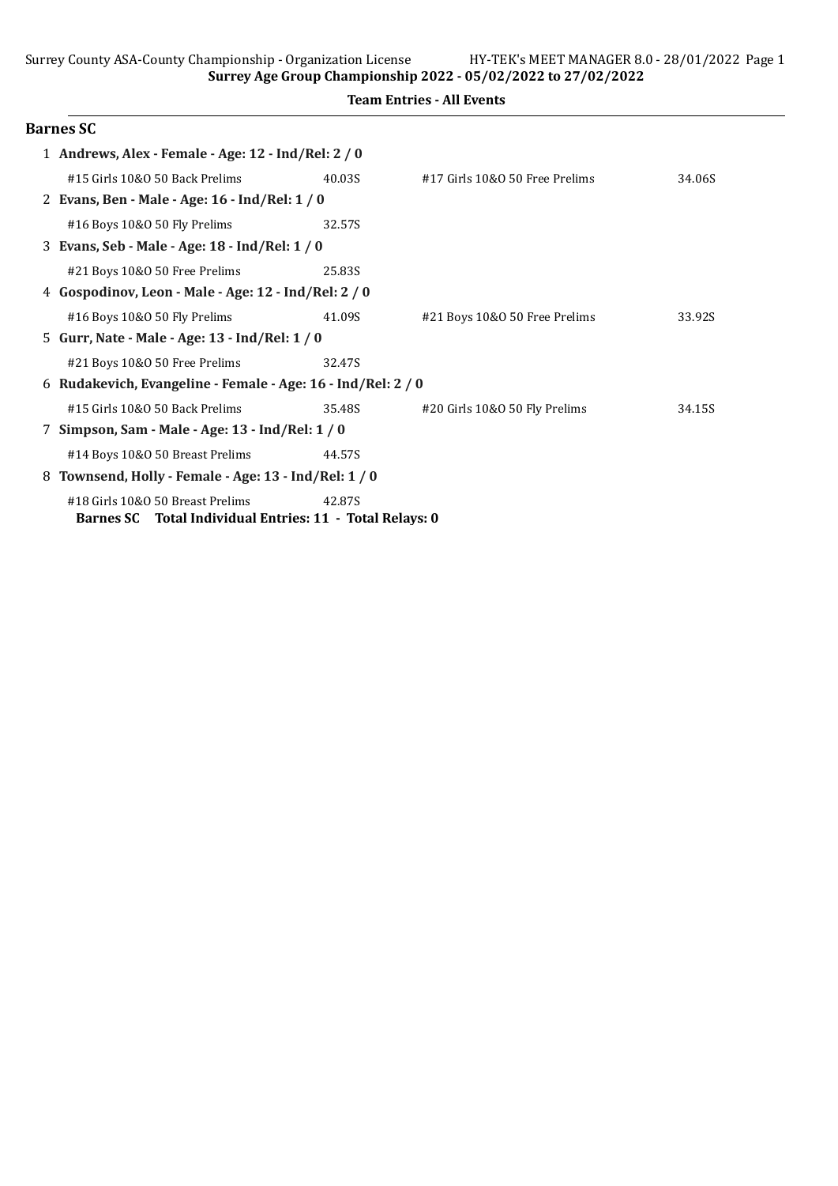**Surrey Age Group Championship 2022 - 05/02/2022 to 27/02/2022**

**Team Entries - All Events**

## Barnes SC

1 **Andrews, Alex - Female - Age: 12 - Ind/Rel: 2 / 0**

| | | | |
|---|---|---|---|
| #15 Girls 10&O 50 Back Prelims | 40.03S | #17 Girls 10&O 50 Free Prelims | 34.06S |

2 **Evans, Ben - Male - Age: 16 - Ind/Rel: 1 / 0**

| | |
|---|---|
| #16 Boys 10&O 50 Fly Prelims | 32.57S |

3 **Evans, Seb - Male - Age: 18 - Ind/Rel: 1 / 0**

| | |
|---|---|
| #21 Boys 10&O 50 Free Prelims | 25.83S |

4 **Gospodinov, Leon - Male - Age: 12 - Ind/Rel: 2 / 0**

| | | | |
|---|---|---|---|
| #16 Boys 10&O 50 Fly Prelims | 41.09S | #21 Boys 10&O 50 Free Prelims | 33.92S |

5 **Gurr, Nate - Male - Age: 13 - Ind/Rel: 1 / 0**

| | |
|---|---|
| #21 Boys 10&O 50 Free Prelims | 32.47S |

6 **Rudakevich, Evangeline - Female - Age: 16 - Ind/Rel: 2 / 0**

| | | | |
|---|---|---|---|
| #15 Girls 10&O 50 Back Prelims | 35.48S | #20 Girls 10&O 50 Fly Prelims | 34.15S |

7 **Simpson, Sam - Male - Age: 13 - Ind/Rel: 1 / 0**

| | |
|---|---|
| #14 Boys 10&O 50 Breast Prelims | 44.57S |

8 **Townsend, Holly - Female - Age: 13 - Ind/Rel: 1 / 0**

| | |
|---|---|
| #18 Girls 10&O 50 Breast Prelims | 42.87S |

**Barnes SC Total Individual Entries: 11 - Total Relays: 0**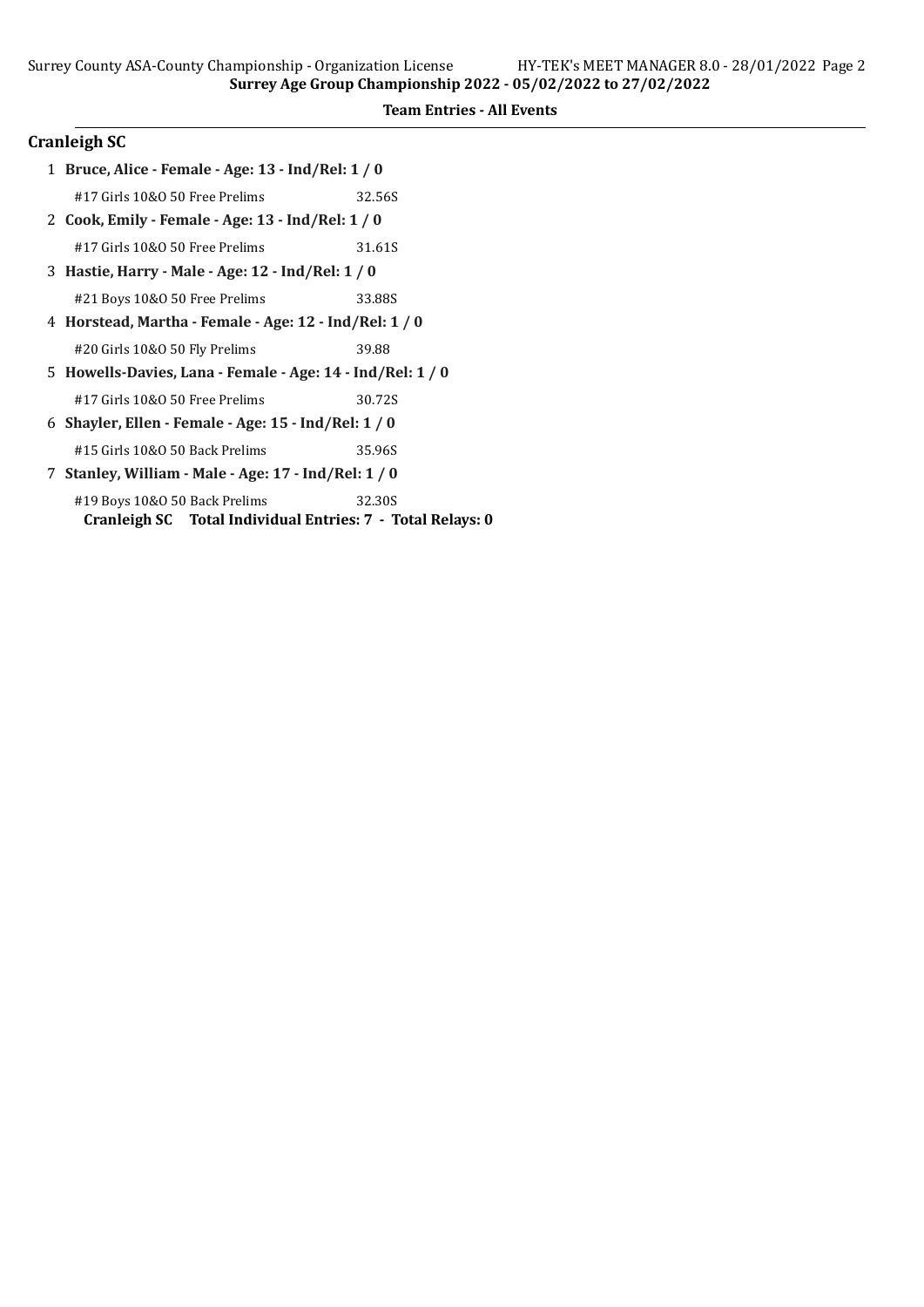**Team Entries - All Events**

## Cranleigh SC

1 **Bruce, Alice - Female - Age: 13 - Ind/Rel: 1 / 0**

#17 Girls 10&O 50 Free Prelims 32.56S

2 **Cook, Emily - Female - Age: 13 - Ind/Rel: 1 / 0**

#17 Girls 10&O 50 Free Prelims 31.61S

3 **Hastie, Harry - Male - Age: 12 - Ind/Rel: 1 / 0**

#21 Boys 10&O 50 Free Prelims 33.88S

4 **Horstead, Martha - Female - Age: 12 - Ind/Rel: 1 / 0**

#20 Girls 10&O 50 Fly Prelims 39.88

5 **Howells-Davies, Lana - Female - Age: 14 - Ind/Rel: 1 / 0**

#17 Girls 10&O 50 Free Prelims 30.72S

6 **Shayler, Ellen - Female - Age: 15 - Ind/Rel: 1 / 0**

#15 Girls 10&O 50 Back Prelims 35.96S

7 **Stanley, William - Male - Age: 17 - Ind/Rel: 1 / 0**

#19 Boys 10&O 50 Back Prelims 32.30S

**Cranleigh SC Total Individual Entries: 7 - Total Relays: 0**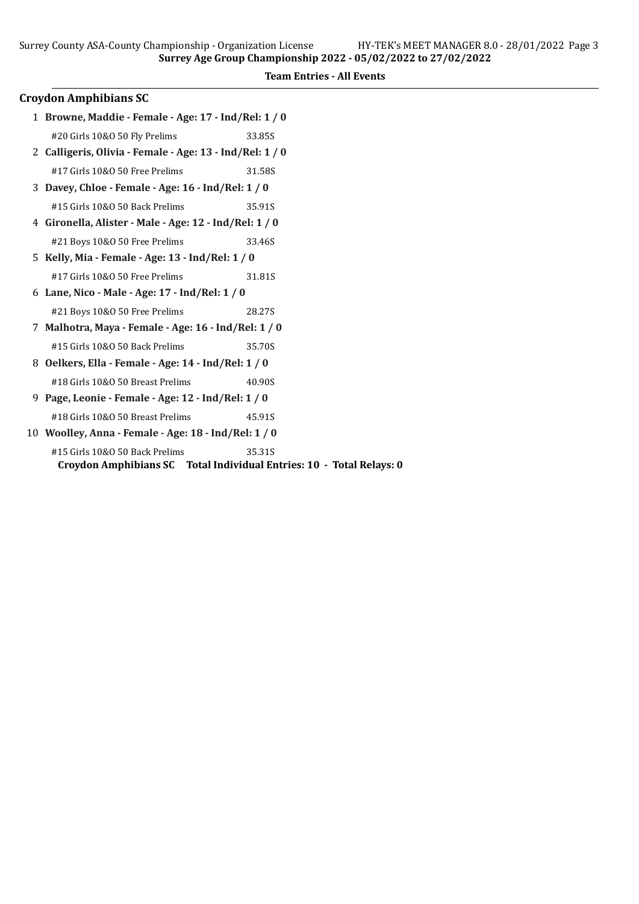**Surrey Age Group Championship 2022 - 05/02/2022 to 27/02/2022**

**Team Entries - All Events**

## Croydon Amphibians SC

1 **Browne, Maddie - Female - Age: 17 - Ind/Rel: 1 / 0**

| | |
|---|---|
| #20 Girls 10&O 50 Fly Prelims | 33.85S |

2 **Calligeris, Olivia - Female - Age: 13 - Ind/Rel: 1 / 0**

| | |
|---|---|
| #17 Girls 10&O 50 Free Prelims | 31.58S |

3 **Davey, Chloe - Female - Age: 16 - Ind/Rel: 1 / 0**

| | |
|---|---|
| #15 Girls 10&O 50 Back Prelims | 35.91S |

4 **Gironella, Alister - Male - Age: 12 - Ind/Rel: 1 / 0**

| | |
|---|---|
| #21 Boys 10&O 50 Free Prelims | 33.46S |

5 **Kelly, Mia - Female - Age: 13 - Ind/Rel: 1 / 0**

| | |
|---|---|
| #17 Girls 10&O 50 Free Prelims | 31.81S |

6 **Lane, Nico - Male - Age: 17 - Ind/Rel: 1 / 0**

| | |
|---|---|
| #21 Boys 10&O 50 Free Prelims | 28.27S |

7 **Malhotra, Maya - Female - Age: 16 - Ind/Rel: 1 / 0**

| | |
|---|---|
| #15 Girls 10&O 50 Back Prelims | 35.70S |

8 **Oelkers, Ella - Female - Age: 14 - Ind/Rel: 1 / 0**

| | |
|---|---|
| #18 Girls 10&O 50 Breast Prelims | 40.90S |

9 **Page, Leonie - Female - Age: 12 - Ind/Rel: 1 / 0**

| | |
|---|---|
| #18 Girls 10&O 50 Breast Prelims | 45.91S |

10 **Woolley, Anna - Female - Age: 18 - Ind/Rel: 1 / 0**

| | |
|---|---|
| #15 Girls 10&O 50 Back Prelims | 35.31S |

**Croydon Amphibians SC Total Individual Entries: 10 - Total Relays: 0**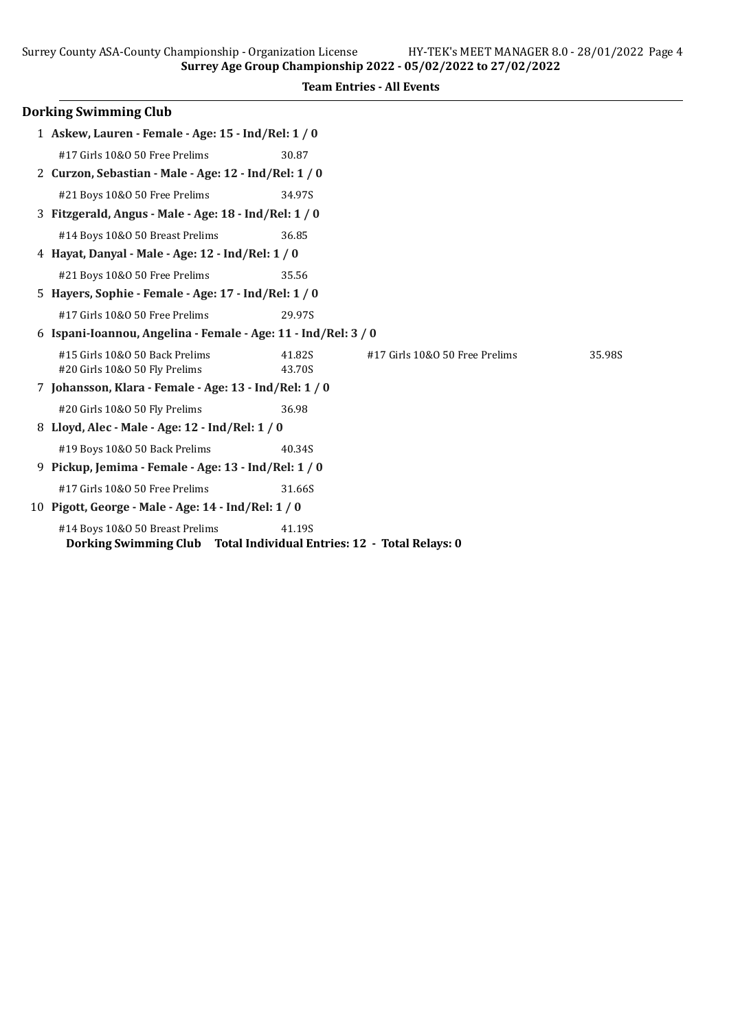## Dorking Swimming Club

1 **Askew, Lauren - Female - Age: 15 - Ind/Rel: 1 / 0**

#17 Girls 10&O 50 Free Prelims 30.87

2 **Curzon, Sebastian - Male - Age: 12 - Ind/Rel: 1 / 0**

#21 Boys 10&O 50 Free Prelims 34.97S

3 **Fitzgerald, Angus - Male - Age: 18 - Ind/Rel: 1 / 0**

#14 Boys 10&O 50 Breast Prelims 36.85

4 **Hayat, Danyal - Male - Age: 12 - Ind/Rel: 1 / 0**

#21 Boys 10&O 50 Free Prelims 35.56

5 **Hayers, Sophie - Female - Age: 17 - Ind/Rel: 1 / 0**

#17 Girls 10&O 50 Free Prelims 29.97S

6 **Ispani-Ioannou, Angelina - Female - Age: 11 - Ind/Rel: 3 / 0**

#15 Girls 10&O 50 Back Prelims 41.82S #17 Girls 10&O 50 Free Prelims 35.98S
#20 Girls 10&O 50 Fly Prelims 43.70S

7 **Johansson, Klara - Female - Age: 13 - Ind/Rel: 1 / 0**

#20 Girls 10&O 50 Fly Prelims 36.98

8 **Lloyd, Alec - Male - Age: 12 - Ind/Rel: 1 / 0**

#19 Boys 10&O 50 Back Prelims 40.34S

9 **Pickup, Jemima - Female - Age: 13 - Ind/Rel: 1 / 0**

#17 Girls 10&O 50 Free Prelims 31.66S

10 **Pigott, George - Male - Age: 14 - Ind/Rel: 1 / 0**

#14 Boys 10&O 50 Breast Prelims 41.19S

**Dorking Swimming Club Total Individual Entries: 12 - Total Relays: 0**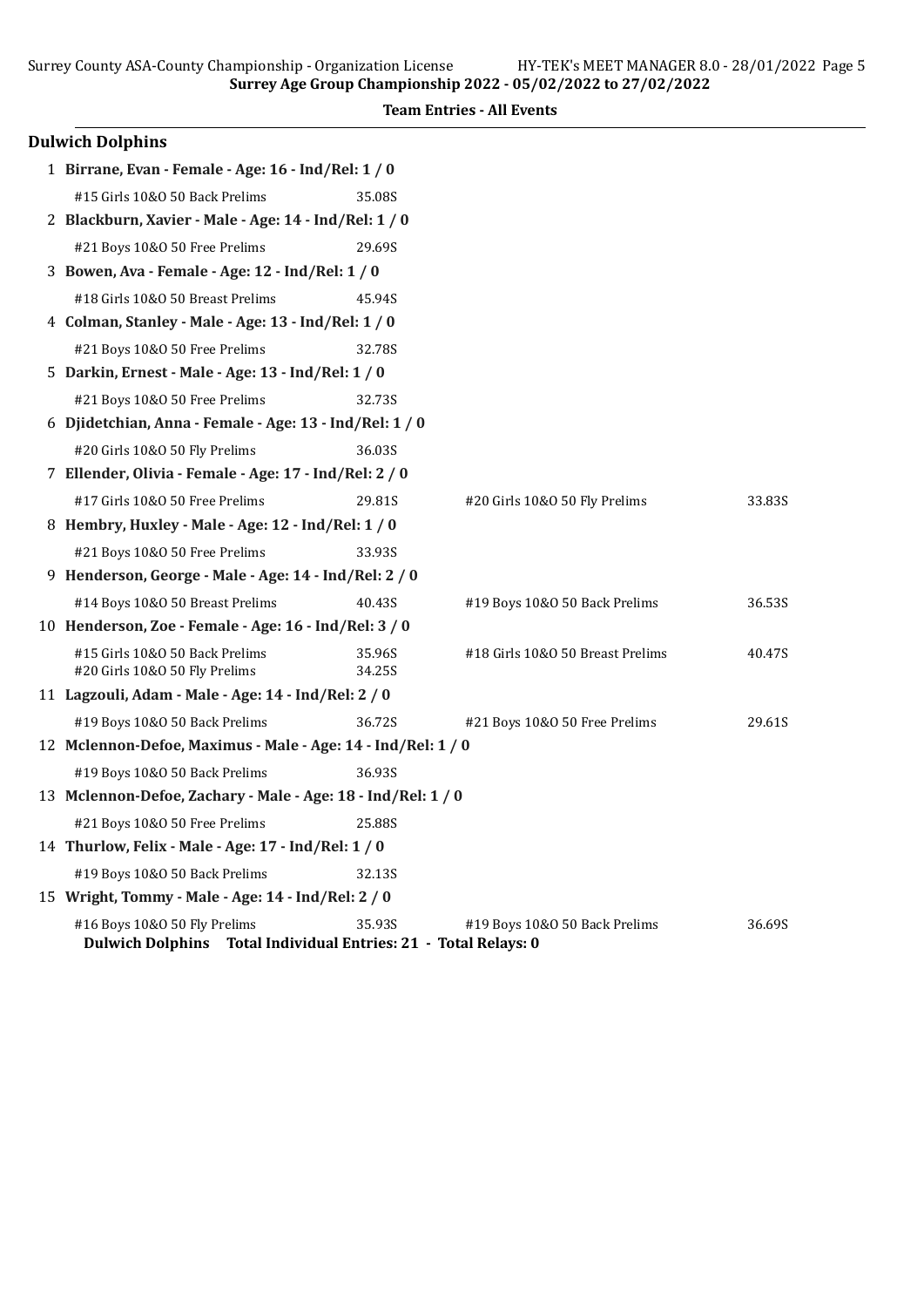**Surrey Age Group Championship 2022 - 05/02/2022 to 27/02/2022**

**Team Entries - All Events**

## Dulwich Dolphins

1 **Birrane, Evan - Female - Age: 16 - Ind/Rel: 1 / 0**

#15 Girls 10&O 50 Back Prelims 35.08S

2 **Blackburn, Xavier - Male - Age: 14 - Ind/Rel: 1 / 0**

#21 Boys 10&O 50 Free Prelims 29.69S

3 **Bowen, Ava - Female - Age: 12 - Ind/Rel: 1 / 0**

#18 Girls 10&O 50 Breast Prelims 45.94S

4 **Colman, Stanley - Male - Age: 13 - Ind/Rel: 1 / 0**

#21 Boys 10&O 50 Free Prelims 32.78S

5 **Darkin, Ernest - Male - Age: 13 - Ind/Rel: 1 / 0**

#21 Boys 10&O 50 Free Prelims 32.73S

6 **Djidetchian, Anna - Female - Age: 13 - Ind/Rel: 1 / 0**

#20 Girls 10&O 50 Fly Prelims 36.03S

7 **Ellender, Olivia - Female - Age: 17 - Ind/Rel: 2 / 0**

#17 Girls 10&O 50 Free Prelims 29.81S
#20 Girls 10&O 50 Fly Prelims 33.83S

8 **Hembry, Huxley - Male - Age: 12 - Ind/Rel: 1 / 0**

#21 Boys 10&O 50 Free Prelims 33.93S

9 **Henderson, George - Male - Age: 14 - Ind/Rel: 2 / 0**

#14 Boys 10&O 50 Breast Prelims 40.43S
#19 Boys 10&O 50 Back Prelims 36.53S

10 **Henderson, Zoe - Female - Age: 16 - Ind/Rel: 3 / 0**

#15 Girls 10&O 50 Back Prelims 35.96S
#18 Girls 10&O 50 Breast Prelims 40.47S
#20 Girls 10&O 50 Fly Prelims 34.25S

11 **Lagzouli, Adam - Male - Age: 14 - Ind/Rel: 2 / 0**

#19 Boys 10&O 50 Back Prelims 36.72S
#21 Boys 10&O 50 Free Prelims 29.61S

12 **Mclennon-Defoe, Maximus - Male - Age: 14 - Ind/Rel: 1 / 0**

#19 Boys 10&O 50 Back Prelims 36.93S

13 **Mclennon-Defoe, Zachary - Male - Age: 18 - Ind/Rel: 1 / 0**

#21 Boys 10&O 50 Free Prelims 25.88S

14 **Thurlow, Felix - Male - Age: 17 - Ind/Rel: 1 / 0**

#19 Boys 10&O 50 Back Prelims 32.13S

15 **Wright, Tommy - Male - Age: 14 - Ind/Rel: 2 / 0**

#16 Boys 10&O 50 Fly Prelims 35.93S
#19 Boys 10&O 50 Back Prelims 36.69S

**Dulwich Dolphins Total Individual Entries: 21 - Total Relays: 0**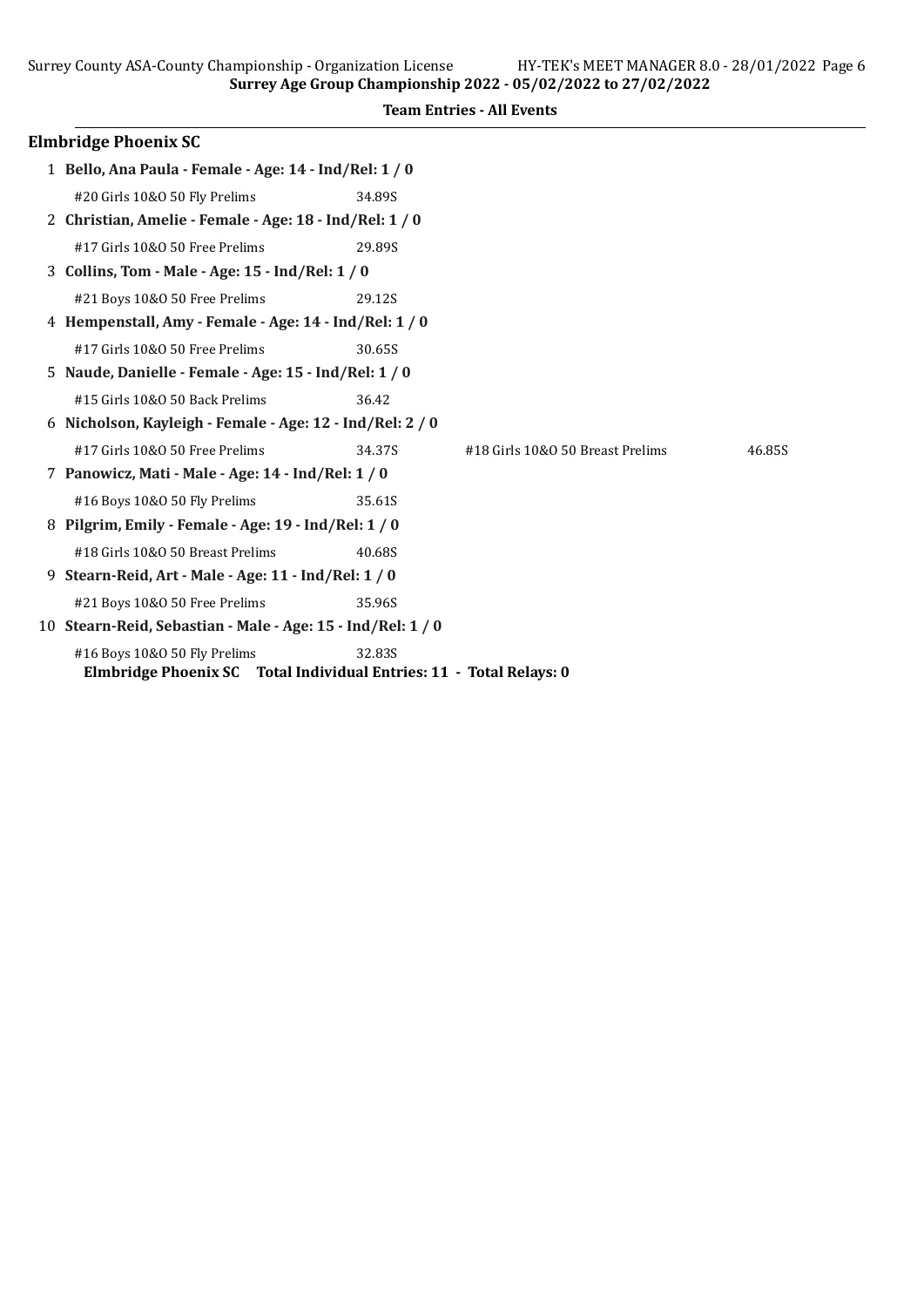**Surrey Age Group Championship 2022 - 05/02/2022 to 27/02/2022**

**Team Entries - All Events**

## Elmbridge Phoenix SC

1 **Bello, Ana Paula - Female - Age: 14 - Ind/Rel: 1 / 0**

#20 Girls 10&O 50 Fly Prelims 34.89S

2 **Christian, Amelie - Female - Age: 18 - Ind/Rel: 1 / 0**

#17 Girls 10&O 50 Free Prelims 29.89S

3 **Collins, Tom - Male - Age: 15 - Ind/Rel: 1 / 0**

#21 Boys 10&O 50 Free Prelims 29.12S

4 **Hempenstall, Amy - Female - Age: 14 - Ind/Rel: 1 / 0**

#17 Girls 10&O 50 Free Prelims 30.65S

5 **Naude, Danielle - Female - Age: 15 - Ind/Rel: 1 / 0**

#15 Girls 10&O 50 Back Prelims 36.42

6 **Nicholson, Kayleigh - Female - Age: 12 - Ind/Rel: 2 / 0**

#17 Girls 10&O 50 Free Prelims 34.37S #18 Girls 10&O 50 Breast Prelims 46.85S

7 **Panowicz, Mati - Male - Age: 14 - Ind/Rel: 1 / 0**

#16 Boys 10&O 50 Fly Prelims 35.61S

8 **Pilgrim, Emily - Female - Age: 19 - Ind/Rel: 1 / 0**

#18 Girls 10&O 50 Breast Prelims 40.68S

9 **Stearn-Reid, Art - Male - Age: 11 - Ind/Rel: 1 / 0**

#21 Boys 10&O 50 Free Prelims 35.96S

10 **Stearn-Reid, Sebastian - Male - Age: 15 - Ind/Rel: 1 / 0**

#16 Boys 10&O 50 Fly Prelims 32.83S

**Elmbridge Phoenix SC Total Individual Entries: 11 - Total Relays: 0**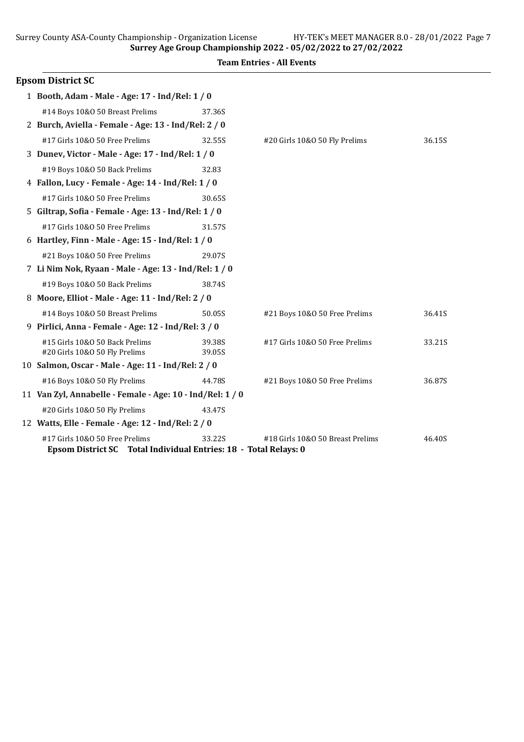**Surrey Age Group Championship 2022 - 05/02/2022 to 27/02/2022**

**Team Entries - All Events**

## Epsom District SC

1 **Booth, Adam - Male - Age: 17 - Ind/Rel: 1 / 0**

#14 Boys 10&O 50 Breast Prelims 37.36S

2 **Burch, Aviella - Female - Age: 13 - Ind/Rel: 2 / 0**

#17 Girls 10&O 50 Free Prelims 32.55S | #20 Girls 10&O 50 Fly Prelims 36.15S

3 **Dunev, Victor - Male - Age: 17 - Ind/Rel: 1 / 0**

#19 Boys 10&O 50 Back Prelims 32.83

4 **Fallon, Lucy - Female - Age: 14 - Ind/Rel: 1 / 0**

#17 Girls 10&O 50 Free Prelims 30.65S

5 **Giltrap, Sofia - Female - Age: 13 - Ind/Rel: 1 / 0**

#17 Girls 10&O 50 Free Prelims 31.57S

6 **Hartley, Finn - Male - Age: 15 - Ind/Rel: 1 / 0**

#21 Boys 10&O 50 Free Prelims 29.07S

7 **Li Nim Nok, Ryaan - Male - Age: 13 - Ind/Rel: 1 / 0**

#19 Boys 10&O 50 Back Prelims 38.74S

8 **Moore, Elliot - Male - Age: 11 - Ind/Rel: 2 / 0**

#14 Boys 10&O 50 Breast Prelims 50.05S | #21 Boys 10&O 50 Free Prelims 36.41S

9 **Pirlici, Anna - Female - Age: 12 - Ind/Rel: 3 / 0**

#15 Girls 10&O 50 Back Prelims 39.38S | #17 Girls 10&O 50 Free Prelims 33.21S
#20 Girls 10&O 50 Fly Prelims 39.05S

10 **Salmon, Oscar - Male - Age: 11 - Ind/Rel: 2 / 0**

#16 Boys 10&O 50 Fly Prelims 44.78S | #21 Boys 10&O 50 Free Prelims 36.87S

11 **Van Zyl, Annabelle - Female - Age: 10 - Ind/Rel: 1 / 0**

#20 Girls 10&O 50 Fly Prelims 43.47S

12 **Watts, Elle - Female - Age: 12 - Ind/Rel: 2 / 0**

#17 Girls 10&O 50 Free Prelims 33.22S | #18 Girls 10&O 50 Breast Prelims 46.40S

**Epsom District SC Total Individual Entries: 18 - Total Relays: 0**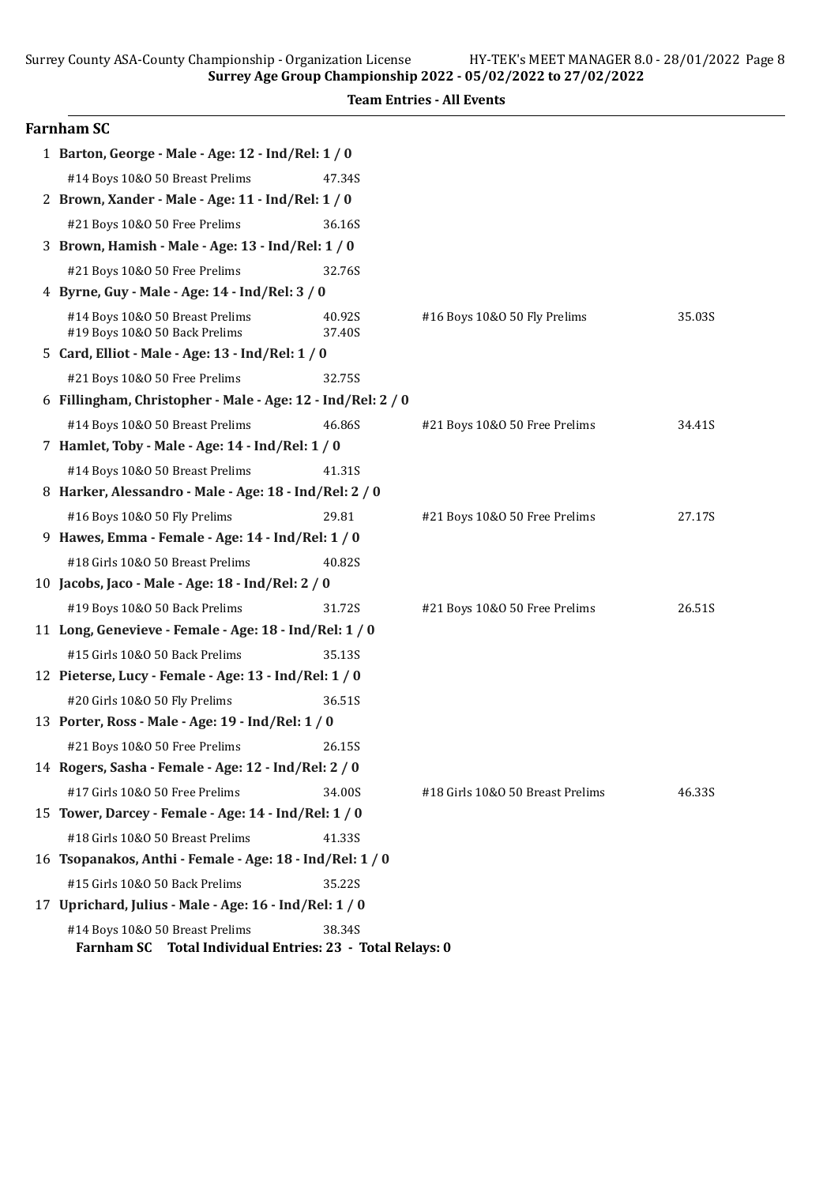**Surrey Age Group Championship 2022 - 05/02/2022 to 27/02/2022**

**Team Entries - All Events**

## Farnham SC

1 **Barton, George - Male - Age: 12 - Ind/Rel: 1 / 0**

| | | | |
|---|---|---|---|
| #14 Boys 10&O 50 Breast Prelims | 47.34S | | |

2 **Brown, Xander - Male - Age: 11 - Ind/Rel: 1 / 0**

| | | | |
|---|---|---|---|
| #21 Boys 10&O 50 Free Prelims | 36.16S | | |

3 **Brown, Hamish - Male - Age: 13 - Ind/Rel: 1 / 0**

| | | | |
|---|---|---|---|
| #21 Boys 10&O 50 Free Prelims | 32.76S | | |

4 **Byrne, Guy - Male - Age: 14 - Ind/Rel: 3 / 0**

| | | | |
|---|---|---|---|
| #14 Boys 10&O 50 Breast Prelims | 40.92S | #16 Boys 10&O 50 Fly Prelims | 35.03S |
| #19 Boys 10&O 50 Back Prelims | 37.40S | | |

5 **Card, Elliot - Male - Age: 13 - Ind/Rel: 1 / 0**

| | | | |
|---|---|---|---|
| #21 Boys 10&O 50 Free Prelims | 32.75S | | |

6 **Fillingham, Christopher - Male - Age: 12 - Ind/Rel: 2 / 0**

| | | | |
|---|---|---|---|
| #14 Boys 10&O 50 Breast Prelims | 46.86S | #21 Boys 10&O 50 Free Prelims | 34.41S |

7 **Hamlet, Toby - Male - Age: 14 - Ind/Rel: 1 / 0**

| | | | |
|---|---|---|---|
| #14 Boys 10&O 50 Breast Prelims | 41.31S | | |

8 **Harker, Alessandro - Male - Age: 18 - Ind/Rel: 2 / 0**

| | | | |
|---|---|---|---|
| #16 Boys 10&O 50 Fly Prelims | 29.81 | #21 Boys 10&O 50 Free Prelims | 27.17S |

9 **Hawes, Emma - Female - Age: 14 - Ind/Rel: 1 / 0**

| | | | |
|---|---|---|---|
| #18 Girls 10&O 50 Breast Prelims | 40.82S | | |

10 **Jacobs, Jaco - Male - Age: 18 - Ind/Rel: 2 / 0**

| | | | |
|---|---|---|---|
| #19 Boys 10&O 50 Back Prelims | 31.72S | #21 Boys 10&O 50 Free Prelims | 26.51S |

11 **Long, Genevieve - Female - Age: 18 - Ind/Rel: 1 / 0**

| | | | |
|---|---|---|---|
| #15 Girls 10&O 50 Back Prelims | 35.13S | | |

12 **Pieterse, Lucy - Female - Age: 13 - Ind/Rel: 1 / 0**

| | | | |
|---|---|---|---|
| #20 Girls 10&O 50 Fly Prelims | 36.51S | | |

13 **Porter, Ross - Male - Age: 19 - Ind/Rel: 1 / 0**

| | | | |
|---|---|---|---|
| #21 Boys 10&O 50 Free Prelims | 26.15S | | |

14 **Rogers, Sasha - Female - Age: 12 - Ind/Rel: 2 / 0**

| | | | |
|---|---|---|---|
| #17 Girls 10&O 50 Free Prelims | 34.00S | #18 Girls 10&O 50 Breast Prelims | 46.33S |

15 **Tower, Darcey - Female - Age: 14 - Ind/Rel: 1 / 0**

| | | | |
|---|---|---|---|
| #18 Girls 10&O 50 Breast Prelims | 41.33S | | |

16 **Tsopanakos, Anthi - Female - Age: 18 - Ind/Rel: 1 / 0**

| | | | |
|---|---|---|---|
| #15 Girls 10&O 50 Back Prelims | 35.22S | | |

17 **Uprichard, Julius - Male - Age: 16 - Ind/Rel: 1 / 0**

| | | | |
|---|---|---|---|
| #14 Boys 10&O 50 Breast Prelims | 38.34S | | |

**Farnham SC Total Individual Entries: 23 - Total Relays: 0**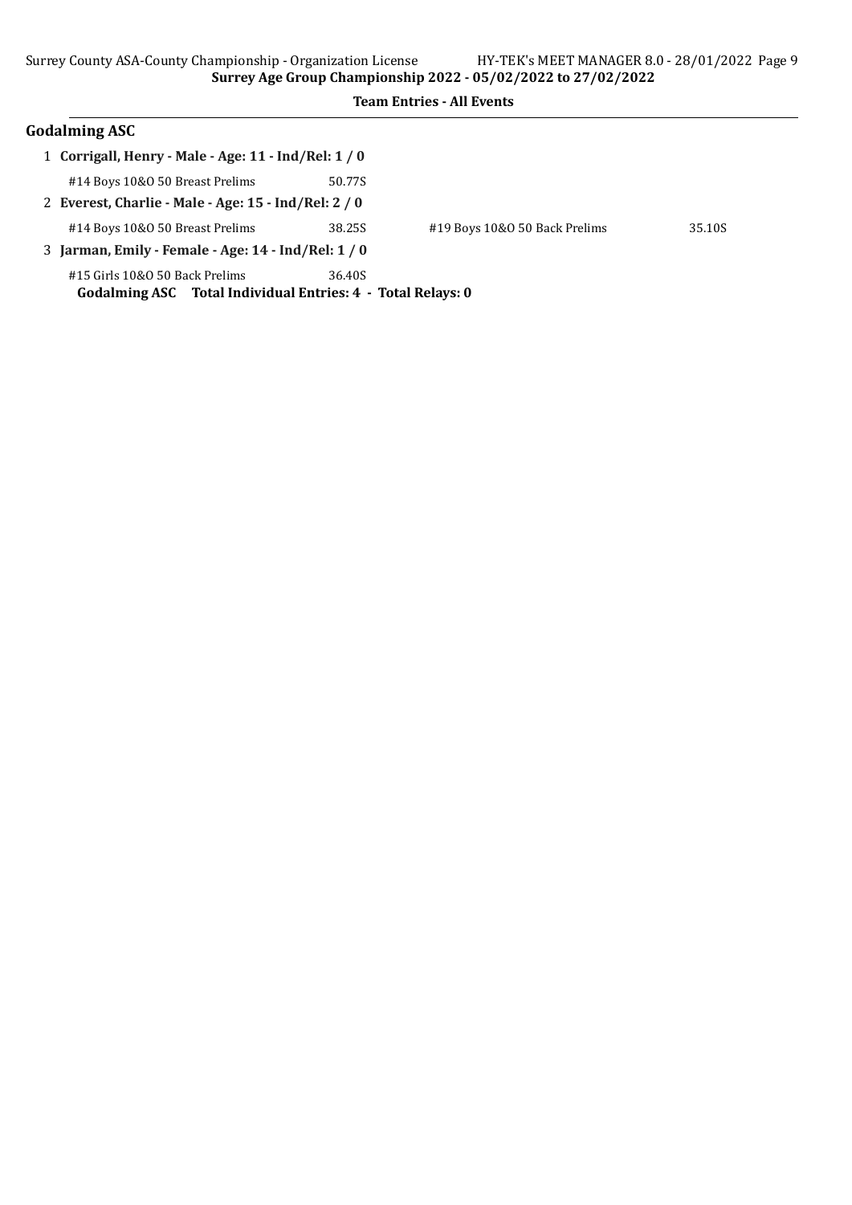**Team Entries - All Events**

## Godalming ASC

1 **Corrigall, Henry - Male - Age: 11 - Ind/Rel: 1 / 0**

#14 Boys 10&O 50 Breast Prelims 50.77S

2 **Everest, Charlie - Male - Age: 15 - Ind/Rel: 2 / 0**

#14 Boys 10&O 50 Breast Prelims 38.25S #19 Boys 10&O 50 Back Prelims 35.10S

3 **Jarman, Emily - Female - Age: 14 - Ind/Rel: 1 / 0**

#15 Girls 10&O 50 Back Prelims 36.40S

**Godalming ASC Total Individual Entries: 4 - Total Relays: 0**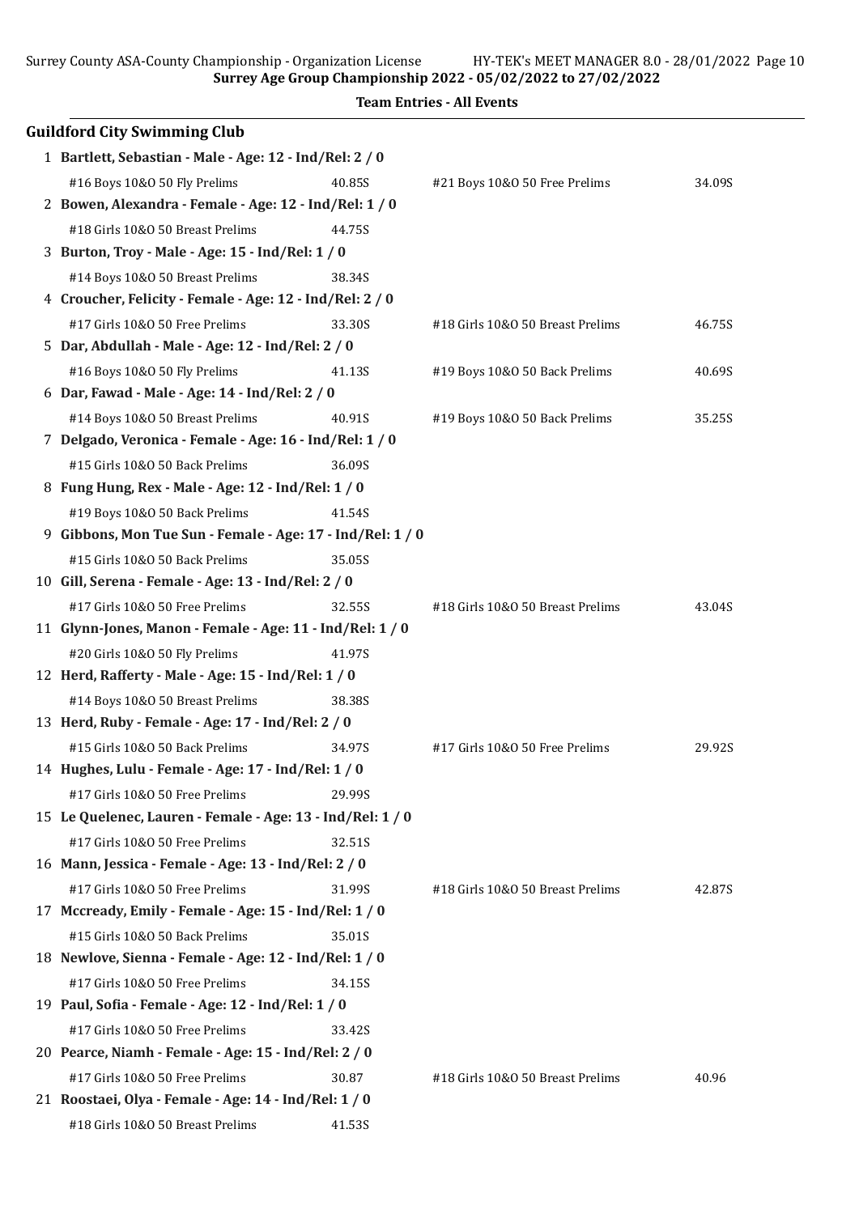Surrey Age Group Championship 2022 - 05/02/2022 to 27/02/2022

**Team Entries - All Events**

## Guildford City Swimming Club

1 **Bartlett, Sebastian - Male - Age: 12 - Ind/Rel: 2 / 0**

| #16 Boys 10&O 50 Fly Prelims | 40.85S | #21 Boys 10&O 50 Free Prelims | 34.09S |
|---|---|---|---|

2 **Bowen, Alexandra - Female - Age: 12 - Ind/Rel: 1 / 0**

| #18 Girls 10&O 50 Breast Prelims | 44.75S |
|---|---|

3 **Burton, Troy - Male - Age: 15 - Ind/Rel: 1 / 0**

| #14 Boys 10&O 50 Breast Prelims | 38.34S |
|---|---|

4 **Croucher, Felicity - Female - Age: 12 - Ind/Rel: 2 / 0**

| #17 Girls 10&O 50 Free Prelims | 33.30S | #18 Girls 10&O 50 Breast Prelims | 46.75S |
|---|---|---|---|

5 **Dar, Abdullah - Male - Age: 12 - Ind/Rel: 2 / 0**

| #16 Boys 10&O 50 Fly Prelims | 41.13S | #19 Boys 10&O 50 Back Prelims | 40.69S |
|---|---|---|---|

6 **Dar, Fawad - Male - Age: 14 - Ind/Rel: 2 / 0**

| #14 Boys 10&O 50 Breast Prelims | 40.91S | #19 Boys 10&O 50 Back Prelims | 35.25S |
|---|---|---|---|

7 **Delgado, Veronica - Female - Age: 16 - Ind/Rel: 1 / 0**

| #15 Girls 10&O 50 Back Prelims | 36.09S |
|---|---|

8 **Fung Hung, Rex - Male - Age: 12 - Ind/Rel: 1 / 0**

| #19 Boys 10&O 50 Back Prelims | 41.54S |
|---|---|

9 **Gibbons, Mon Tue Sun - Female - Age: 17 - Ind/Rel: 1 / 0**

| #15 Girls 10&O 50 Back Prelims | 35.05S |
|---|---|

10 **Gill, Serena - Female - Age: 13 - Ind/Rel: 2 / 0**

| #17 Girls 10&O 50 Free Prelims | 32.55S | #18 Girls 10&O 50 Breast Prelims | 43.04S |
|---|---|---|---|

11 **Glynn-Jones, Manon - Female - Age: 11 - Ind/Rel: 1 / 0**

| #20 Girls 10&O 50 Fly Prelims | 41.97S |
|---|---|

12 **Herd, Rafferty - Male - Age: 15 - Ind/Rel: 1 / 0**

| #14 Boys 10&O 50 Breast Prelims | 38.38S |
|---|---|

13 **Herd, Ruby - Female - Age: 17 - Ind/Rel: 2 / 0**

| #15 Girls 10&O 50 Back Prelims | 34.97S | #17 Girls 10&O 50 Free Prelims | 29.92S |
|---|---|---|---|

14 **Hughes, Lulu - Female - Age: 17 - Ind/Rel: 1 / 0**

| #17 Girls 10&O 50 Free Prelims | 29.99S |
|---|---|

15 **Le Quelenec, Lauren - Female - Age: 13 - Ind/Rel: 1 / 0**

| #17 Girls 10&O 50 Free Prelims | 32.51S |
|---|---|

16 **Mann, Jessica - Female - Age: 13 - Ind/Rel: 2 / 0**

| #17 Girls 10&O 50 Free Prelims | 31.99S | #18 Girls 10&O 50 Breast Prelims | 42.87S |
|---|---|---|---|

17 **Mccready, Emily - Female - Age: 15 - Ind/Rel: 1 / 0**

| #15 Girls 10&O 50 Back Prelims | 35.01S |
|---|---|

18 **Newlove, Sienna - Female - Age: 12 - Ind/Rel: 1 / 0**

| #17 Girls 10&O 50 Free Prelims | 34.15S |
|---|---|

19 **Paul, Sofia - Female - Age: 12 - Ind/Rel: 1 / 0**

| #17 Girls 10&O 50 Free Prelims | 33.42S |
|---|---|

20 **Pearce, Niamh - Female - Age: 15 - Ind/Rel: 2 / 0**

| #17 Girls 10&O 50 Free Prelims | 30.87 | #18 Girls 10&O 50 Breast Prelims | 40.96 |
|---|---|---|---|

21 **Roostaei, Olya - Female - Age: 14 - Ind/Rel: 1 / 0**

| #18 Girls 10&O 50 Breast Prelims | 41.53S |
|---|---|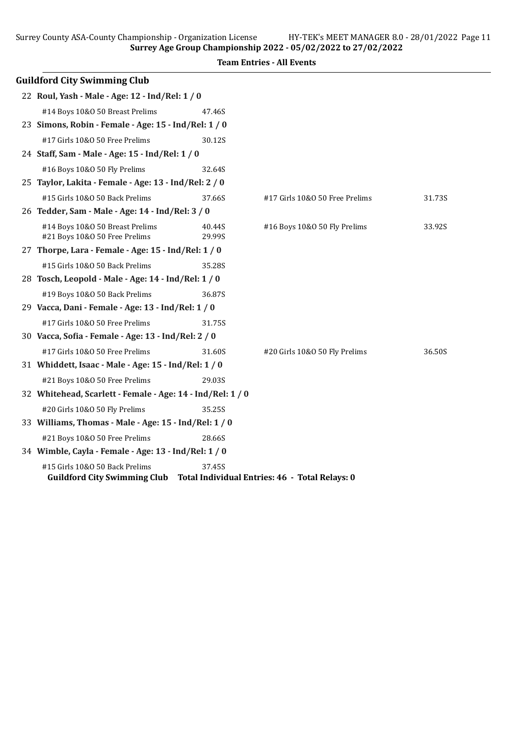**Surrey Age Group Championship 2022 - 05/02/2022 to 27/02/2022**

**Team Entries - All Events**

## Guildford City Swimming Club

22 **Roul, Yash - Male - Age: 12 - Ind/Rel: 1 / 0**

#14 Boys 10&O 50 Breast Prelims 47.46S

23 **Simons, Robin - Female - Age: 15 - Ind/Rel: 1 / 0**

#17 Girls 10&O 50 Free Prelims 30.12S

24 **Staff, Sam - Male - Age: 15 - Ind/Rel: 1 / 0**

#16 Boys 10&O 50 Fly Prelims 32.64S

25 **Taylor, Lakita - Female - Age: 13 - Ind/Rel: 2 / 0**

#15 Girls 10&O 50 Back Prelims 37.66S | #17 Girls 10&O 50 Free Prelims 31.73S

26 **Tedder, Sam - Male - Age: 14 - Ind/Rel: 3 / 0**

#14 Boys 10&O 50 Breast Prelims 40.44S | #16 Boys 10&O 50 Fly Prelims 33.92S
#21 Boys 10&O 50 Free Prelims 29.99S

27 **Thorpe, Lara - Female - Age: 15 - Ind/Rel: 1 / 0**

#15 Girls 10&O 50 Back Prelims 35.28S

28 **Tosch, Leopold - Male - Age: 14 - Ind/Rel: 1 / 0**

#19 Boys 10&O 50 Back Prelims 36.87S

29 **Vacca, Dani - Female - Age: 13 - Ind/Rel: 1 / 0**

#17 Girls 10&O 50 Free Prelims 31.75S

30 **Vacca, Sofia - Female - Age: 13 - Ind/Rel: 2 / 0**

#17 Girls 10&O 50 Free Prelims 31.60S | #20 Girls 10&O 50 Fly Prelims 36.50S

31 **Whiddett, Isaac - Male - Age: 15 - Ind/Rel: 1 / 0**

#21 Boys 10&O 50 Free Prelims 29.03S

32 **Whitehead, Scarlett - Female - Age: 14 - Ind/Rel: 1 / 0**

#20 Girls 10&O 50 Fly Prelims 35.25S

33 **Williams, Thomas - Male - Age: 15 - Ind/Rel: 1 / 0**

#21 Boys 10&O 50 Free Prelims 28.66S

34 **Wimble, Cayla - Female - Age: 13 - Ind/Rel: 1 / 0**

#15 Girls 10&O 50 Back Prelims 37.45S

**Guildford City Swimming Club Total Individual Entries: 46 - Total Relays: 0**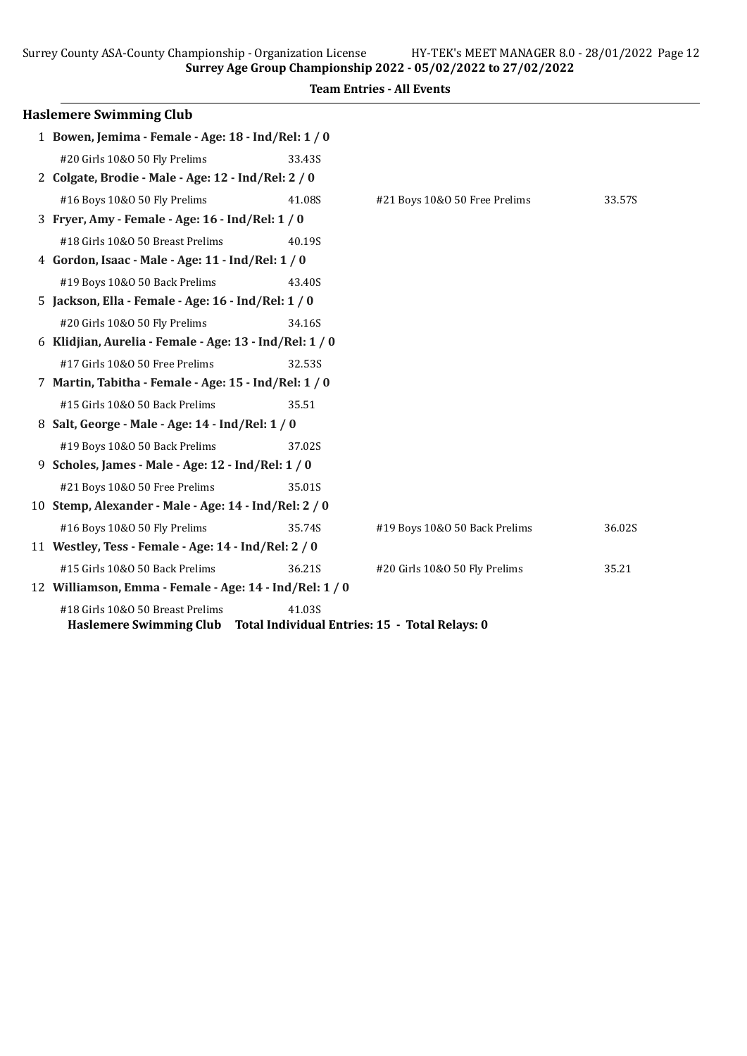Surrey Age Group Championship 2022 - 05/02/2022 to 27/02/2022

**Team Entries - All Events**

## Haslemere Swimming Club

1 **Bowen, Jemima - Female - Age: 18 - Ind/Rel: 1 / 0**

| | | | |
|---|---|---|---|
| #20 Girls 10&O 50 Fly Prelims | 33.43S | | |

2 **Colgate, Brodie - Male - Age: 12 - Ind/Rel: 2 / 0**

| | | | |
|---|---|---|---|
| #16 Boys 10&O 50 Fly Prelims | 41.08S | #21 Boys 10&O 50 Free Prelims | 33.57S |

3 **Fryer, Amy - Female - Age: 16 - Ind/Rel: 1 / 0**

| | | | |
|---|---|---|---|
| #18 Girls 10&O 50 Breast Prelims | 40.19S | | |

4 **Gordon, Isaac - Male - Age: 11 - Ind/Rel: 1 / 0**

| | | | |
|---|---|---|---|
| #19 Boys 10&O 50 Back Prelims | 43.40S | | |

5 **Jackson, Ella - Female - Age: 16 - Ind/Rel: 1 / 0**

| | | | |
|---|---|---|---|
| #20 Girls 10&O 50 Fly Prelims | 34.16S | | |

6 **Klidjian, Aurelia - Female - Age: 13 - Ind/Rel: 1 / 0**

| | | | |
|---|---|---|---|
| #17 Girls 10&O 50 Free Prelims | 32.53S | | |

7 **Martin, Tabitha - Female - Age: 15 - Ind/Rel: 1 / 0**

| | | | |
|---|---|---|---|
| #15 Girls 10&O 50 Back Prelims | 35.51 | | |

8 **Salt, George - Male - Age: 14 - Ind/Rel: 1 / 0**

| | | | |
|---|---|---|---|
| #19 Boys 10&O 50 Back Prelims | 37.02S | | |

9 **Scholes, James - Male - Age: 12 - Ind/Rel: 1 / 0**

| | | | |
|---|---|---|---|
| #21 Boys 10&O 50 Free Prelims | 35.01S | | |

10 **Stemp, Alexander - Male - Age: 14 - Ind/Rel: 2 / 0**

| | | | |
|---|---|---|---|
| #16 Boys 10&O 50 Fly Prelims | 35.74S | #19 Boys 10&O 50 Back Prelims | 36.02S |

11 **Westley, Tess - Female - Age: 14 - Ind/Rel: 2 / 0**

| | | | |
|---|---|---|---|
| #15 Girls 10&O 50 Back Prelims | 36.21S | #20 Girls 10&O 50 Fly Prelims | 35.21 |

12 **Williamson, Emma - Female - Age: 14 - Ind/Rel: 1 / 0**

| | | | |
|---|---|---|---|
| #18 Girls 10&O 50 Breast Prelims | 41.03S | | |

**Haslemere Swimming Club Total Individual Entries: 15 - Total Relays: 0**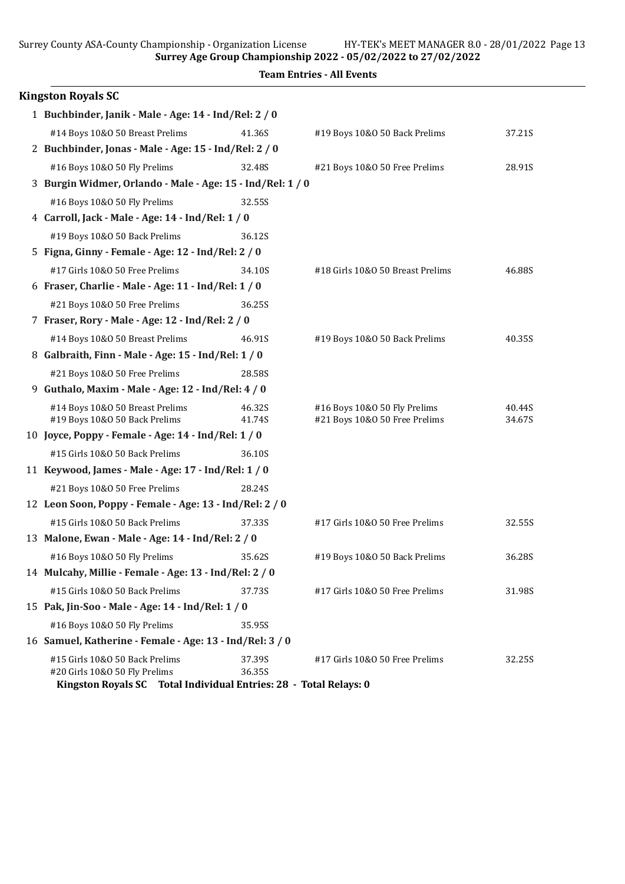## Team Entries - All Events

### Kingston Royals SC

1 **Buchbinder, Janik - Male - Age: 14 - Ind/Rel: 2 / 0**

| | | | |
|---|---|---|---|
| #14 Boys 10&O 50 Breast Prelims | 41.36S | #19 Boys 10&O 50 Back Prelims | 37.21S |

2 **Buchbinder, Jonas - Male - Age: 15 - Ind/Rel: 2 / 0**

| | | | |
|---|---|---|---|
| #16 Boys 10&O 50 Fly Prelims | 32.48S | #21 Boys 10&O 50 Free Prelims | 28.91S |

3 **Burgin Widmer, Orlando - Male - Age: 15 - Ind/Rel: 1 / 0**

| | |
|---|---|
| #16 Boys 10&O 50 Fly Prelims | 32.55S |

4 **Carroll, Jack - Male - Age: 14 - Ind/Rel: 1 / 0**

| | |
|---|---|
| #19 Boys 10&O 50 Back Prelims | 36.12S |

5 **Figna, Ginny - Female - Age: 12 - Ind/Rel: 2 / 0**

| | | | |
|---|---|---|---|
| #17 Girls 10&O 50 Free Prelims | 34.10S | #18 Girls 10&O 50 Breast Prelims | 46.88S |

6 **Fraser, Charlie - Male - Age: 11 - Ind/Rel: 1 / 0**

| | |
|---|---|
| #21 Boys 10&O 50 Free Prelims | 36.25S |

7 **Fraser, Rory - Male - Age: 12 - Ind/Rel: 2 / 0**

| | | | |
|---|---|---|---|
| #14 Boys 10&O 50 Breast Prelims | 46.91S | #19 Boys 10&O 50 Back Prelims | 40.35S |

8 **Galbraith, Finn - Male - Age: 15 - Ind/Rel: 1 / 0**

| | |
|---|---|
| #21 Boys 10&O 50 Free Prelims | 28.58S |

9 **Guthalo, Maxim - Male - Age: 12 - Ind/Rel: 4 / 0**

| | | | |
|---|---|---|---|
| #14 Boys 10&O 50 Breast Prelims | 46.32S | #16 Boys 10&O 50 Fly Prelims | 40.44S |
| #19 Boys 10&O 50 Back Prelims | 41.74S | #21 Boys 10&O 50 Free Prelims | 34.67S |

10 **Joyce, Poppy - Female - Age: 14 - Ind/Rel: 1 / 0**

| | |
|---|---|
| #15 Girls 10&O 50 Back Prelims | 36.10S |

11 **Keywood, James - Male - Age: 17 - Ind/Rel: 1 / 0**

| | |
|---|---|
| #21 Boys 10&O 50 Free Prelims | 28.24S |

12 **Leon Soon, Poppy - Female - Age: 13 - Ind/Rel: 2 / 0**

| | | | |
|---|---|---|---|
| #15 Girls 10&O 50 Back Prelims | 37.33S | #17 Girls 10&O 50 Free Prelims | 32.55S |

13 **Malone, Ewan - Male - Age: 14 - Ind/Rel: 2 / 0**

| | | | |
|---|---|---|---|
| #16 Boys 10&O 50 Fly Prelims | 35.62S | #19 Boys 10&O 50 Back Prelims | 36.28S |

14 **Mulcahy, Millie - Female - Age: 13 - Ind/Rel: 2 / 0**

| | | | |
|---|---|---|---|
| #15 Girls 10&O 50 Back Prelims | 37.73S | #17 Girls 10&O 50 Free Prelims | 31.98S |

15 **Pak, Jin-Soo - Male - Age: 14 - Ind/Rel: 1 / 0**

| | |
|---|---|
| #16 Boys 10&O 50 Fly Prelims | 35.95S |

16 **Samuel, Katherine - Female - Age: 13 - Ind/Rel: 3 / 0**

| | | | |
|---|---|---|---|
| #15 Girls 10&O 50 Back Prelims | 37.39S | #17 Girls 10&O 50 Free Prelims | 32.25S |
| #20 Girls 10&O 50 Fly Prelims | 36.35S | | |

**Kingston Royals SC Total Individual Entries: 28 - Total Relays: 0**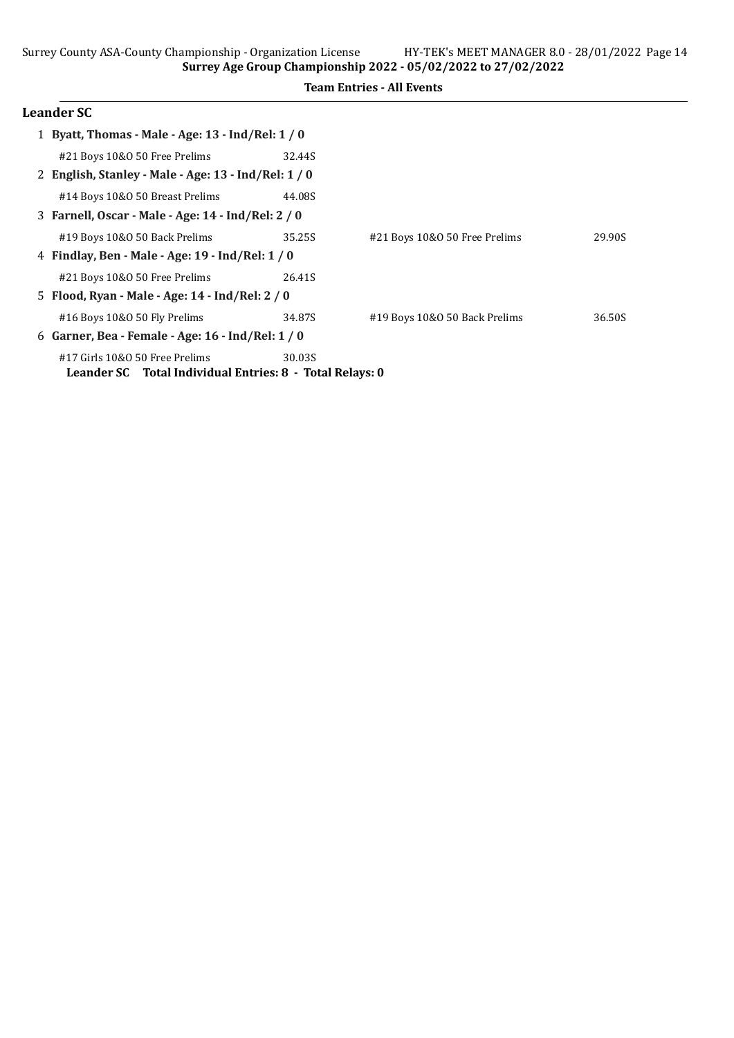**Team Entries - All Events**

## Leander SC

1 **Byatt, Thomas - Male - Age: 13 - Ind/Rel: 1 / 0**

| Event | Time | Event | Time |
|---|---|---|---|
| #21 Boys 10&O 50 Free Prelims | 32.44S | | |

2 **English, Stanley - Male - Age: 13 - Ind/Rel: 1 / 0**

| Event | Time | Event | Time |
|---|---|---|---|
| #14 Boys 10&O 50 Breast Prelims | 44.08S | | |

3 **Farnell, Oscar - Male - Age: 14 - Ind/Rel: 2 / 0**

| Event | Time | Event | Time |
|---|---|---|---|
| #19 Boys 10&O 50 Back Prelims | 35.25S | #21 Boys 10&O 50 Free Prelims | 29.90S |

4 **Findlay, Ben - Male - Age: 19 - Ind/Rel: 1 / 0**

| Event | Time | Event | Time |
|---|---|---|---|
| #21 Boys 10&O 50 Free Prelims | 26.41S | | |

5 **Flood, Ryan - Male - Age: 14 - Ind/Rel: 2 / 0**

| Event | Time | Event | Time |
|---|---|---|---|
| #16 Boys 10&O 50 Fly Prelims | 34.87S | #19 Boys 10&O 50 Back Prelims | 36.50S |

6 **Garner, Bea - Female - Age: 16 - Ind/Rel: 1 / 0**

| Event | Time | Event | Time |
|---|---|---|---|
| #17 Girls 10&O 50 Free Prelims | 30.03S | | |

**Leander SC Total Individual Entries: 8 - Total Relays: 0**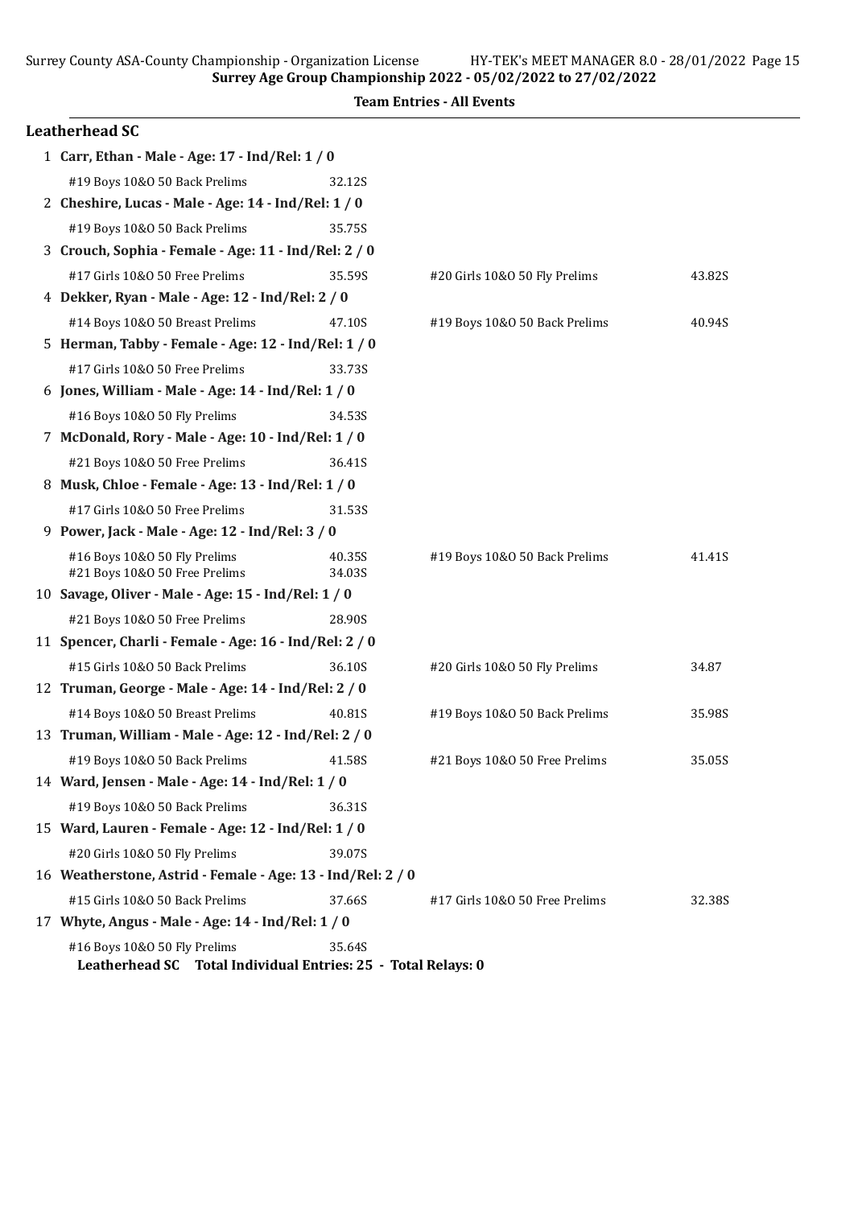**Surrey Age Group Championship 2022 - 05/02/2022 to 27/02/2022**

**Team Entries - All Events**

### Leatherhead SC

1 **Carr, Ethan - Male - Age: 17 - Ind/Rel: 1 / 0**

| | | | |
|---|---|---|---|
| #19 Boys 10&O 50 Back Prelims | 32.12S | | |

2 **Cheshire, Lucas - Male - Age: 14 - Ind/Rel: 1 / 0**

| | | | |
|---|---|---|---|
| #19 Boys 10&O 50 Back Prelims | 35.75S | | |

3 **Crouch, Sophia - Female - Age: 11 - Ind/Rel: 2 / 0**

| | | | |
|---|---|---|---|
| #17 Girls 10&O 50 Free Prelims | 35.59S | #20 Girls 10&O 50 Fly Prelims | 43.82S |

4 **Dekker, Ryan - Male - Age: 12 - Ind/Rel: 2 / 0**

| | | | |
|---|---|---|---|
| #14 Boys 10&O 50 Breast Prelims | 47.10S | #19 Boys 10&O 50 Back Prelims | 40.94S |

5 **Herman, Tabby - Female - Age: 12 - Ind/Rel: 1 / 0**

| | | | |
|---|---|---|---|
| #17 Girls 10&O 50 Free Prelims | 33.73S | | |

6 **Jones, William - Male - Age: 14 - Ind/Rel: 1 / 0**

| | | | |
|---|---|---|---|
| #16 Boys 10&O 50 Fly Prelims | 34.53S | | |

7 **McDonald, Rory - Male - Age: 10 - Ind/Rel: 1 / 0**

| | | | |
|---|---|---|---|
| #21 Boys 10&O 50 Free Prelims | 36.41S | | |

8 **Musk, Chloe - Female - Age: 13 - Ind/Rel: 1 / 0**

| | | | |
|---|---|---|---|
| #17 Girls 10&O 50 Free Prelims | 31.53S | | |

9 **Power, Jack - Male - Age: 12 - Ind/Rel: 3 / 0**

| | | | |
|---|---|---|---|
| #16 Boys 10&O 50 Fly Prelims | 40.35S | #19 Boys 10&O 50 Back Prelims | 41.41S |
| #21 Boys 10&O 50 Free Prelims | 34.03S | | |

10 **Savage, Oliver - Male - Age: 15 - Ind/Rel: 1 / 0**

| | | | |
|---|---|---|---|
| #21 Boys 10&O 50 Free Prelims | 28.90S | | |

11 **Spencer, Charli - Female - Age: 16 - Ind/Rel: 2 / 0**

| | | | |
|---|---|---|---|
| #15 Girls 10&O 50 Back Prelims | 36.10S | #20 Girls 10&O 50 Fly Prelims | 34.87 |

12 **Truman, George - Male - Age: 14 - Ind/Rel: 2 / 0**

| | | | |
|---|---|---|---|
| #14 Boys 10&O 50 Breast Prelims | 40.81S | #19 Boys 10&O 50 Back Prelims | 35.98S |

13 **Truman, William - Male - Age: 12 - Ind/Rel: 2 / 0**

| | | | |
|---|---|---|---|
| #19 Boys 10&O 50 Back Prelims | 41.58S | #21 Boys 10&O 50 Free Prelims | 35.05S |

14 **Ward, Jensen - Male - Age: 14 - Ind/Rel: 1 / 0**

| | | | |
|---|---|---|---|
| #19 Boys 10&O 50 Back Prelims | 36.31S | | |

15 **Ward, Lauren - Female - Age: 12 - Ind/Rel: 1 / 0**

| | | | |
|---|---|---|---|
| #20 Girls 10&O 50 Fly Prelims | 39.07S | | |

16 **Weatherstone, Astrid - Female - Age: 13 - Ind/Rel: 2 / 0**

| | | | |
|---|---|---|---|
| #15 Girls 10&O 50 Back Prelims | 37.66S | #17 Girls 10&O 50 Free Prelims | 32.38S |

17 **Whyte, Angus - Male - Age: 14 - Ind/Rel: 1 / 0**

| | | | |
|---|---|---|---|
| #16 Boys 10&O 50 Fly Prelims | 35.64S | | |

**Leatherhead SC Total Individual Entries: 25 - Total Relays: 0**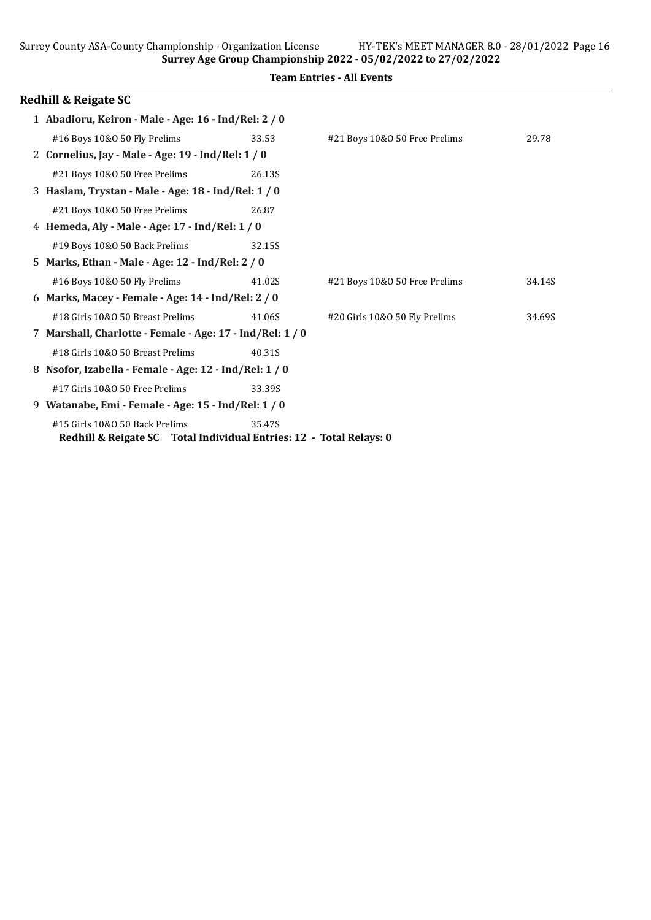**Team Entries - All Events**

## Redhill & Reigate SC

1 **Abadioru, Keiron - Male - Age: 16 - Ind/Rel: 2 / 0**

| #16 Boys 10&O 50 Fly Prelims | 33.53 | #21 Boys 10&O 50 Free Prelims | 29.78 |
|---|---|---|---|

2 **Cornelius, Jay - Male - Age: 19 - Ind/Rel: 1 / 0**

| #21 Boys 10&O 50 Free Prelims | 26.13S |
|---|---|

3 **Haslam, Trystan - Male - Age: 18 - Ind/Rel: 1 / 0**

| #21 Boys 10&O 50 Free Prelims | 26.87 |
|---|---|

4 **Hemeda, Aly - Male - Age: 17 - Ind/Rel: 1 / 0**

| #19 Boys 10&O 50 Back Prelims | 32.15S |
|---|---|

5 **Marks, Ethan - Male - Age: 12 - Ind/Rel: 2 / 0**

| #16 Boys 10&O 50 Fly Prelims | 41.02S | #21 Boys 10&O 50 Free Prelims | 34.14S |
|---|---|---|---|

6 **Marks, Macey - Female - Age: 14 - Ind/Rel: 2 / 0**

| #18 Girls 10&O 50 Breast Prelims | 41.06S | #20 Girls 10&O 50 Fly Prelims | 34.69S |
|---|---|---|---|

7 **Marshall, Charlotte - Female - Age: 17 - Ind/Rel: 1 / 0**

| #18 Girls 10&O 50 Breast Prelims | 40.31S |
|---|---|

8 **Nsofor, Izabella - Female - Age: 12 - Ind/Rel: 1 / 0**

| #17 Girls 10&O 50 Free Prelims | 33.39S |
|---|---|

9 **Watanabe, Emi - Female - Age: 15 - Ind/Rel: 1 / 0**

| #15 Girls 10&O 50 Back Prelims | 35.47S |
|---|---|

**Redhill & Reigate SC Total Individual Entries: 12 - Total Relays: 0**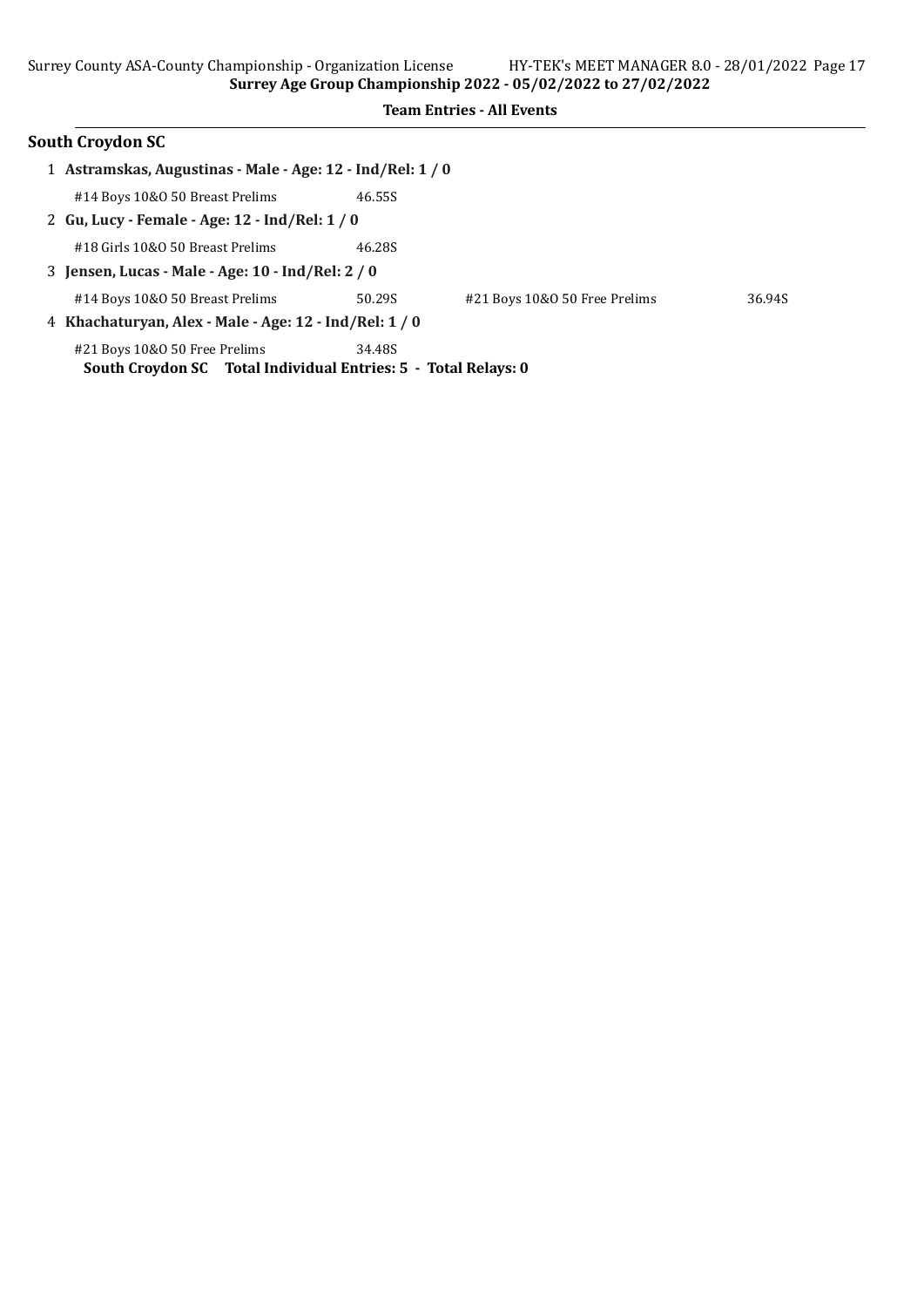**Surrey Age Group Championship 2022 - 05/02/2022 to 27/02/2022**

**Team Entries - All Events**

## South Croydon SC

1 **Astramskas, Augustinas - Male - Age: 12 - Ind/Rel: 1 / 0**

#14 Boys 10&O 50 Breast Prelims 46.55S

2 **Gu, Lucy - Female - Age: 12 - Ind/Rel: 1 / 0**

#18 Girls 10&O 50 Breast Prelims 46.28S

3 **Jensen, Lucas - Male - Age: 10 - Ind/Rel: 2 / 0**

#14 Boys 10&O 50 Breast Prelims 50.29S #21 Boys 10&O 50 Free Prelims 36.94S

4 **Khachaturyan, Alex - Male - Age: 12 - Ind/Rel: 1 / 0**

#21 Boys 10&O 50 Free Prelims 34.48S

**South Croydon SC Total Individual Entries: 5 - Total Relays: 0**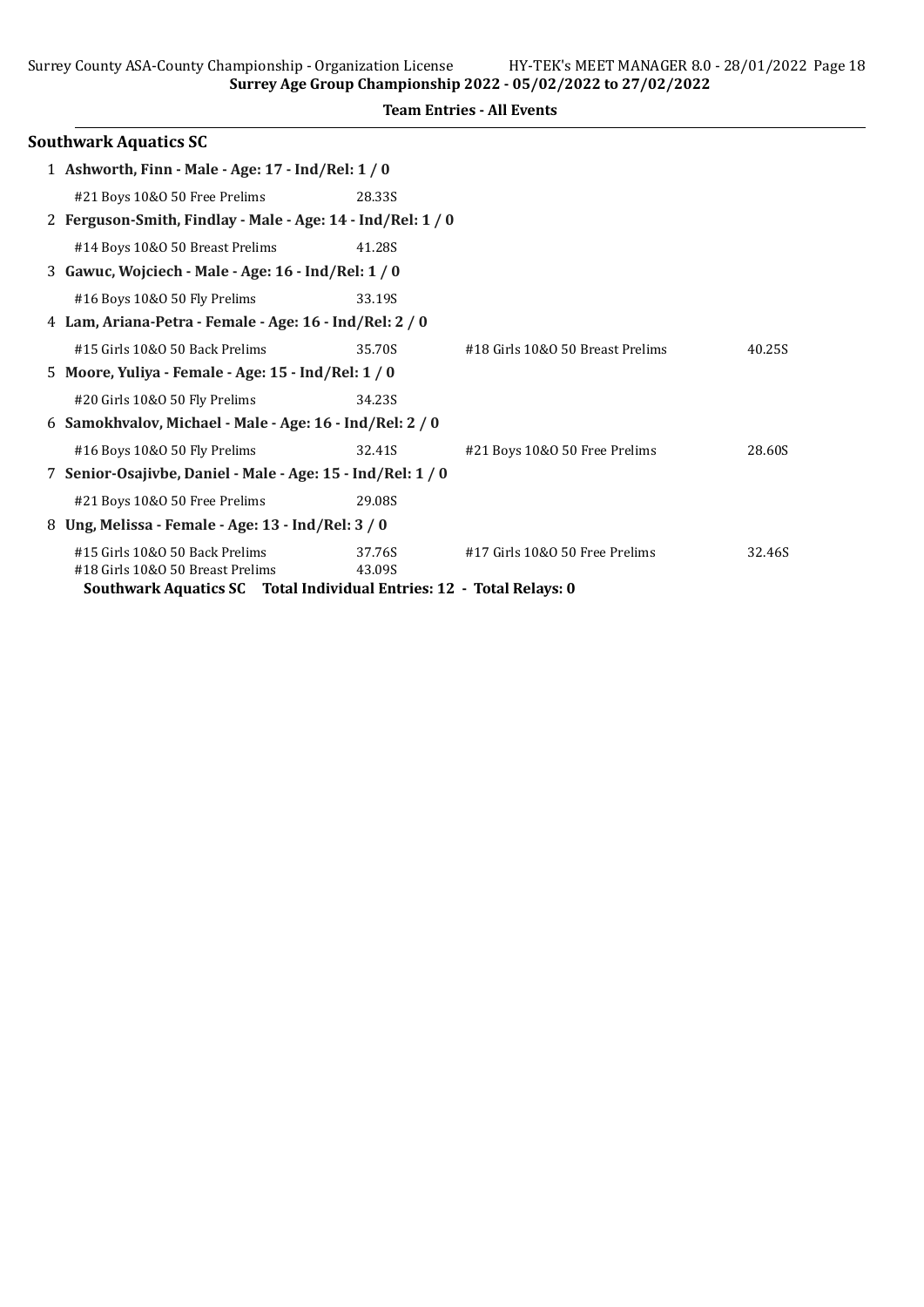**Team Entries - All Events**

## Southwark Aquatics SC

1 **Ashworth, Finn - Male - Age: 17 - Ind/Rel: 1 / 0**

| | | | |
|---|---|---|---|
| #21 Boys 10&O 50 Free Prelims | 28.33S | | |

2 **Ferguson-Smith, Findlay - Male - Age: 14 - Ind/Rel: 1 / 0**

| | | | |
|---|---|---|---|
| #14 Boys 10&O 50 Breast Prelims | 41.28S | | |

3 **Gawuc, Wojciech - Male - Age: 16 - Ind/Rel: 1 / 0**

| | | | |
|---|---|---|---|
| #16 Boys 10&O 50 Fly Prelims | 33.19S | | |

4 **Lam, Ariana-Petra - Female - Age: 16 - Ind/Rel: 2 / 0**

| | | | |
|---|---|---|---|
| #15 Girls 10&O 50 Back Prelims | 35.70S | #18 Girls 10&O 50 Breast Prelims | 40.25S |

5 **Moore, Yuliya - Female - Age: 15 - Ind/Rel: 1 / 0**

| | | | |
|---|---|---|---|
| #20 Girls 10&O 50 Fly Prelims | 34.23S | | |

6 **Samokhvalov, Michael - Male - Age: 16 - Ind/Rel: 2 / 0**

| | | | |
|---|---|---|---|
| #16 Boys 10&O 50 Fly Prelims | 32.41S | #21 Boys 10&O 50 Free Prelims | 28.60S |

7 **Senior-Osajivbe, Daniel - Male - Age: 15 - Ind/Rel: 1 / 0**

| | | | |
|---|---|---|---|
| #21 Boys 10&O 50 Free Prelims | 29.08S | | |

8 **Ung, Melissa - Female - Age: 13 - Ind/Rel: 3 / 0**

| | | | |
|---|---|---|---|
| #15 Girls 10&O 50 Back Prelims | 37.76S | #17 Girls 10&O 50 Free Prelims | 32.46S |
| #18 Girls 10&O 50 Breast Prelims | 43.09S | | |

**Southwark Aquatics SC Total Individual Entries: 12 - Total Relays: 0**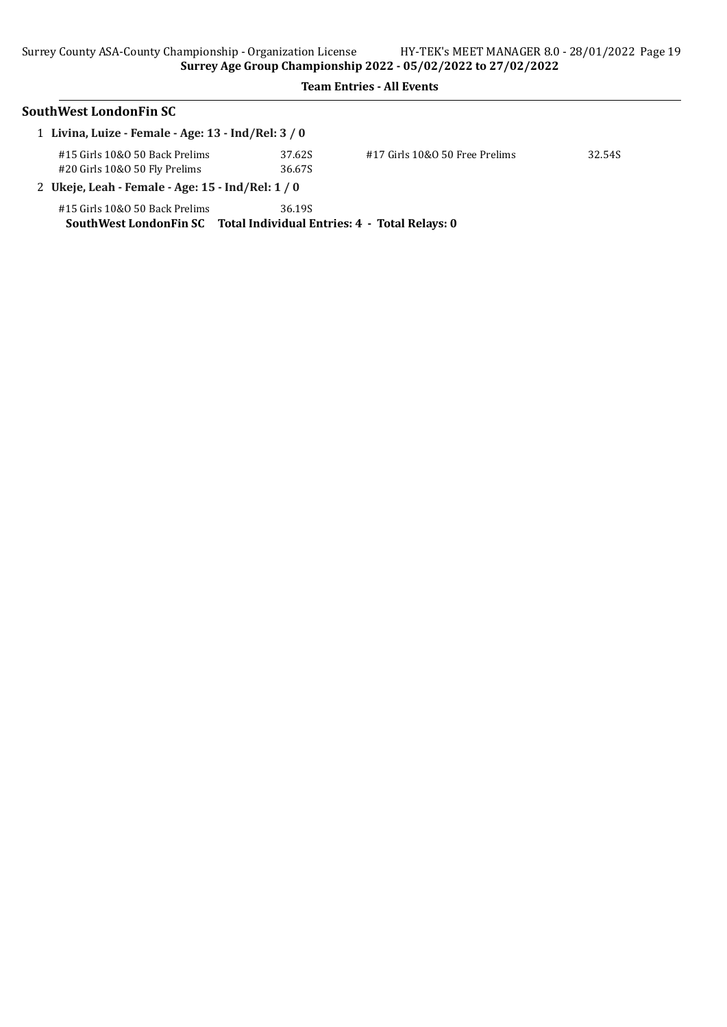**Surrey Age Group Championship 2022 - 05/02/2022 to 27/02/2022**

**Team Entries - All Events**

## SouthWest LondonFin SC

1 **Livina, Luize - Female - Age: 13 - Ind/Rel: 3 / 0**

| | | | |
|---|---|---|---|
| #15 Girls 10&O 50 Back Prelims | 37.62S | #17 Girls 10&O 50 Free Prelims | 32.54S |
| #20 Girls 10&O 50 Fly Prelims | 36.67S | | |

2 **Ukeje, Leah - Female - Age: 15 - Ind/Rel: 1 / 0**

| | |
|---|---|
| #15 Girls 10&O 50 Back Prelims | 36.19S |

**SouthWest LondonFin SC Total Individual Entries: 4 - Total Relays: 0**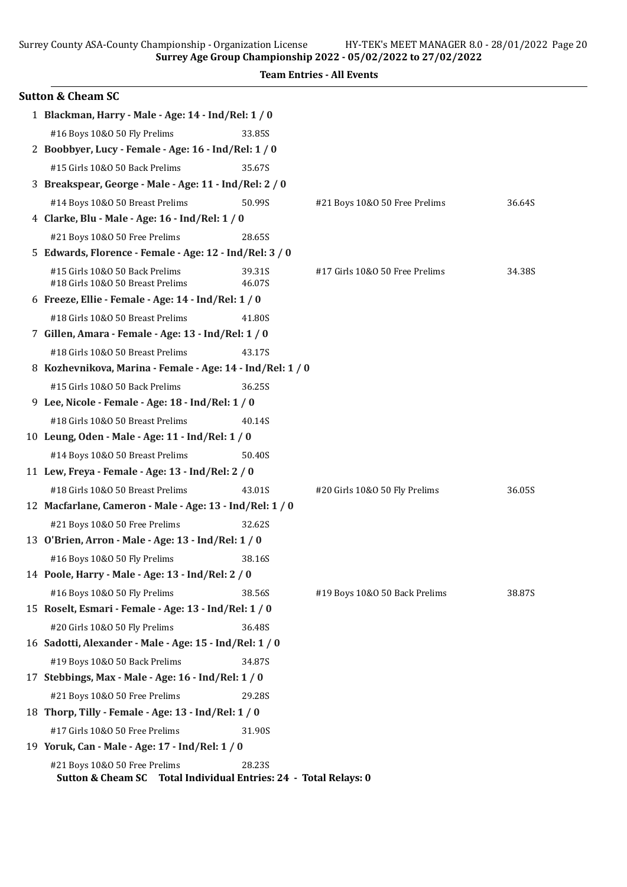**Surrey Age Group Championship 2022 - 05/02/2022 to 27/02/2022**

**Team Entries - All Events**

## Sutton & Cheam SC

1 **Blackman, Harry - Male - Age: 14 - Ind/Rel: 1 / 0**

| | | | |
|---|---|---|---|
| #16 Boys 10&O 50 Fly Prelims | 33.85S | | |

2 **Boobbyer, Lucy - Female - Age: 16 - Ind/Rel: 1 / 0**

| | | | |
|---|---|---|---|
| #15 Girls 10&O 50 Back Prelims | 35.67S | | |

3 **Breakspear, George - Male - Age: 11 - Ind/Rel: 2 / 0**

| | | | |
|---|---|---|---|
| #14 Boys 10&O 50 Breast Prelims | 50.99S | #21 Boys 10&O 50 Free Prelims | 36.64S |

4 **Clarke, Blu - Male - Age: 16 - Ind/Rel: 1 / 0**

| | | | |
|---|---|---|---|
| #21 Boys 10&O 50 Free Prelims | 28.65S | | |

5 **Edwards, Florence - Female - Age: 12 - Ind/Rel: 3 / 0**

| | | | |
|---|---|---|---|
| #15 Girls 10&O 50 Back Prelims | 39.31S | #17 Girls 10&O 50 Free Prelims | 34.38S |
| #18 Girls 10&O 50 Breast Prelims | 46.07S | | |

6 **Freeze, Ellie - Female - Age: 14 - Ind/Rel: 1 / 0**

| | | | |
|---|---|---|---|
| #18 Girls 10&O 50 Breast Prelims | 41.80S | | |

7 **Gillen, Amara - Female - Age: 13 - Ind/Rel: 1 / 0**

| | | | |
|---|---|---|---|
| #18 Girls 10&O 50 Breast Prelims | 43.17S | | |

8 **Kozhevnikova, Marina - Female - Age: 14 - Ind/Rel: 1 / 0**

| | | | |
|---|---|---|---|
| #15 Girls 10&O 50 Back Prelims | 36.25S | | |

9 **Lee, Nicole - Female - Age: 18 - Ind/Rel: 1 / 0**

| | | | |
|---|---|---|---|
| #18 Girls 10&O 50 Breast Prelims | 40.14S | | |

10 **Leung, Oden - Male - Age: 11 - Ind/Rel: 1 / 0**

| | | | |
|---|---|---|---|
| #14 Boys 10&O 50 Breast Prelims | 50.40S | | |

11 **Lew, Freya - Female - Age: 13 - Ind/Rel: 2 / 0**

| | | | |
|---|---|---|---|
| #18 Girls 10&O 50 Breast Prelims | 43.01S | #20 Girls 10&O 50 Fly Prelims | 36.05S |

12 **Macfarlane, Cameron - Male - Age: 13 - Ind/Rel: 1 / 0**

| | | | |
|---|---|---|---|
| #21 Boys 10&O 50 Free Prelims | 32.62S | | |

13 **O'Brien, Arron - Male - Age: 13 - Ind/Rel: 1 / 0**

| | | | |
|---|---|---|---|
| #16 Boys 10&O 50 Fly Prelims | 38.16S | | |

14 **Poole, Harry - Male - Age: 13 - Ind/Rel: 2 / 0**

| | | | |
|---|---|---|---|
| #16 Boys 10&O 50 Fly Prelims | 38.56S | #19 Boys 10&O 50 Back Prelims | 38.87S |

15 **Roselt, Esmari - Female - Age: 13 - Ind/Rel: 1 / 0**

| | | | |
|---|---|---|---|
| #20 Girls 10&O 50 Fly Prelims | 36.48S | | |

16 **Sadotti, Alexander - Male - Age: 15 - Ind/Rel: 1 / 0**

| | | | |
|---|---|---|---|
| #19 Boys 10&O 50 Back Prelims | 34.87S | | |

17 **Stebbings, Max - Male - Age: 16 - Ind/Rel: 1 / 0**

| | | | |
|---|---|---|---|
| #21 Boys 10&O 50 Free Prelims | 29.28S | | |

18 **Thorp, Tilly - Female - Age: 13 - Ind/Rel: 1 / 0**

| | | | |
|---|---|---|---|
| #17 Girls 10&O 50 Free Prelims | 31.90S | | |

19 **Yoruk, Can - Male - Age: 17 - Ind/Rel: 1 / 0**

| | | | |
|---|---|---|---|
| #21 Boys 10&O 50 Free Prelims | 28.23S | | |

**Sutton & Cheam SC Total Individual Entries: 24 - Total Relays: 0**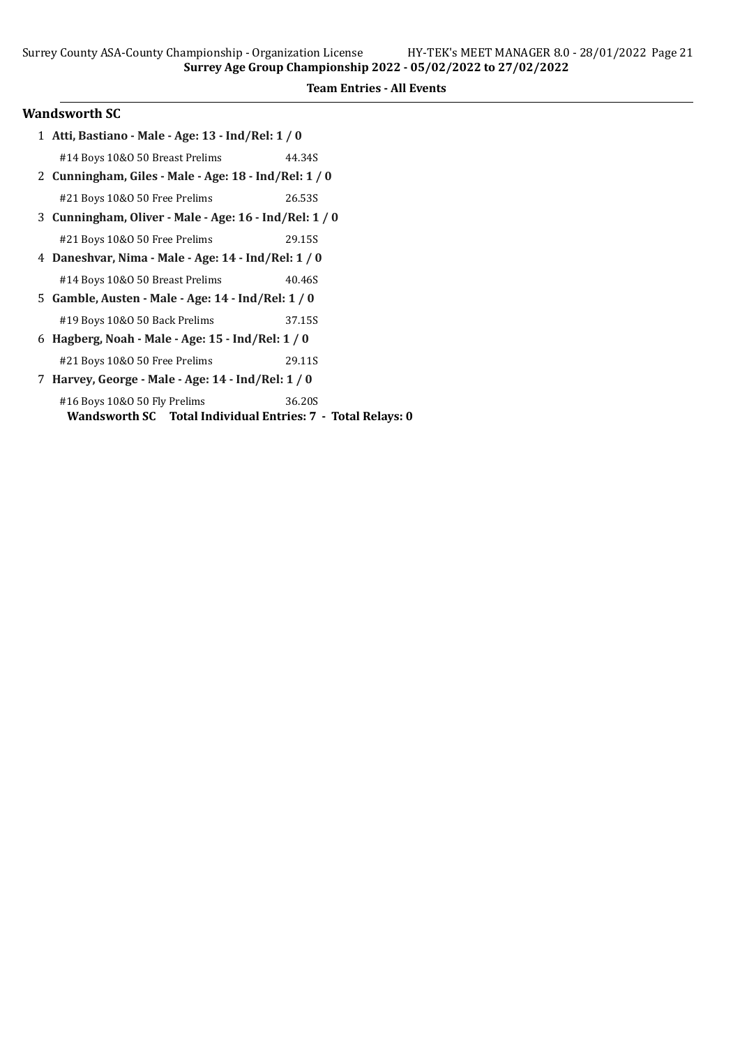**Team Entries - All Events**

## Wandsworth SC

1 **Atti, Bastiano - Male - Age: 13 - Ind/Rel: 1 / 0**

#14 Boys 10&O 50 Breast Prelims 44.34S

2 **Cunningham, Giles - Male - Age: 18 - Ind/Rel: 1 / 0**

#21 Boys 10&O 50 Free Prelims 26.53S

3 **Cunningham, Oliver - Male - Age: 16 - Ind/Rel: 1 / 0**

#21 Boys 10&O 50 Free Prelims 29.15S

4 **Daneshvar, Nima - Male - Age: 14 - Ind/Rel: 1 / 0**

#14 Boys 10&O 50 Breast Prelims 40.46S

5 **Gamble, Austen - Male - Age: 14 - Ind/Rel: 1 / 0**

#19 Boys 10&O 50 Back Prelims 37.15S

6 **Hagberg, Noah - Male - Age: 15 - Ind/Rel: 1 / 0**

#21 Boys 10&O 50 Free Prelims 29.11S

7 **Harvey, George - Male - Age: 14 - Ind/Rel: 1 / 0**

#16 Boys 10&O 50 Fly Prelims 36.20S

**Wandsworth SC Total Individual Entries: 7 - Total Relays: 0**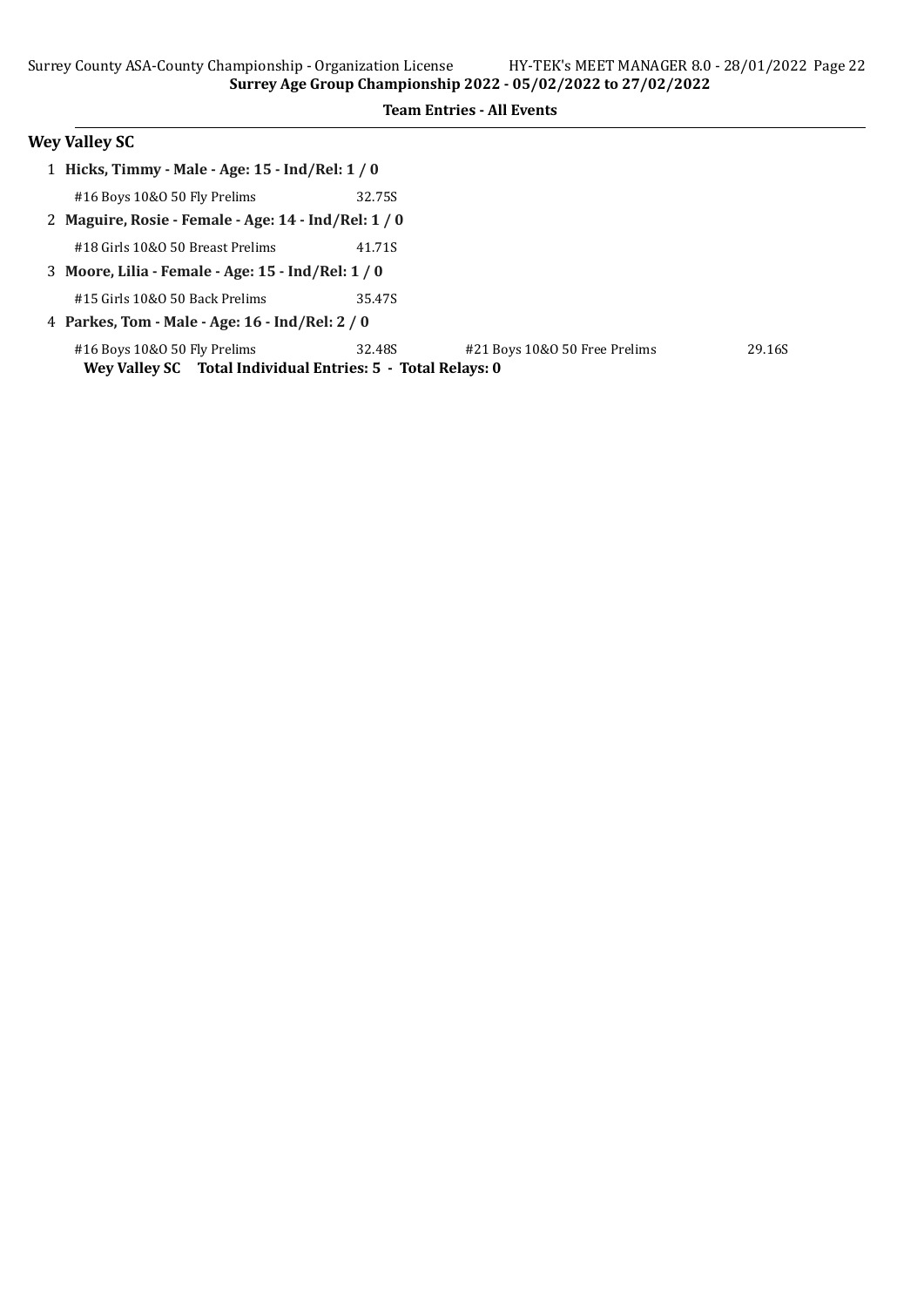## Surrey Age Group Championship 2022 - 05/02/2022 to 27/02/2022

### Team Entries - All Events

## Wey Valley SC

1 **Hicks, Timmy - Male - Age: 15 - Ind/Rel: 1 / 0**

#16 Boys 10&O 50 Fly Prelims 32.75S

2 **Maguire, Rosie - Female - Age: 14 - Ind/Rel: 1 / 0**

#18 Girls 10&O 50 Breast Prelims 41.71S

3 **Moore, Lilia - Female - Age: 15 - Ind/Rel: 1 / 0**

#15 Girls 10&O 50 Back Prelims 35.47S

4 **Parkes, Tom - Male - Age: 16 - Ind/Rel: 2 / 0**

#16 Boys 10&O 50 Fly Prelims 32.48S #21 Boys 10&O 50 Free Prelims 29.16S

**Wey Valley SC Total Individual Entries: 5 - Total Relays: 0**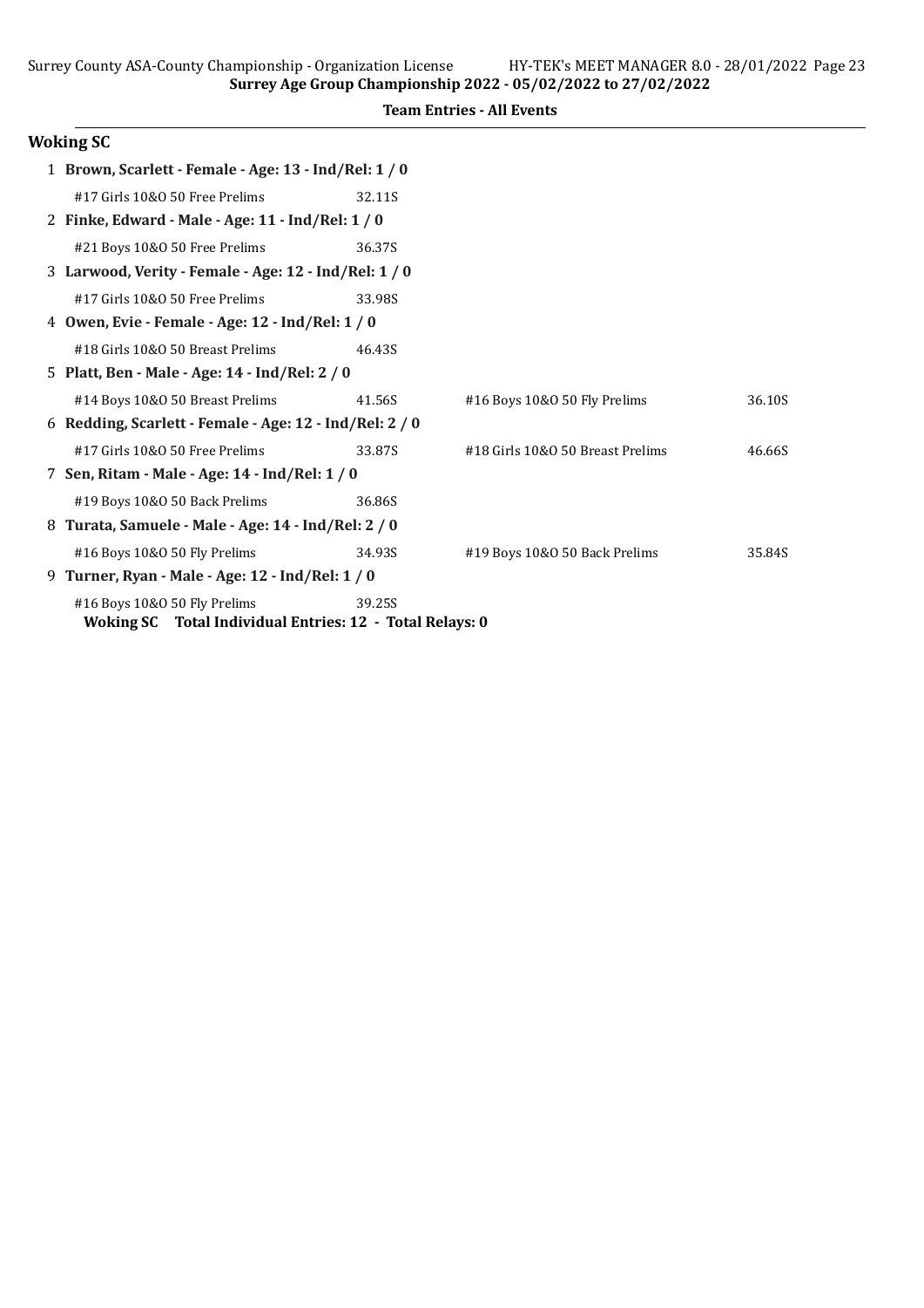**Team Entries - All Events**

## Woking SC

1 **Brown, Scarlett - Female - Age: 13 - Ind/Rel: 1 / 0**

| | | | |
|---|---|---|---|
| #17 Girls 10&O 50 Free Prelims | 32.11S | | |

2 **Finke, Edward - Male - Age: 11 - Ind/Rel: 1 / 0**

| | | | |
|---|---|---|---|
| #21 Boys 10&O 50 Free Prelims | 36.37S | | |

3 **Larwood, Verity - Female - Age: 12 - Ind/Rel: 1 / 0**

| | | | |
|---|---|---|---|
| #17 Girls 10&O 50 Free Prelims | 33.98S | | |

4 **Owen, Evie - Female - Age: 12 - Ind/Rel: 1 / 0**

| | | | |
|---|---|---|---|
| #18 Girls 10&O 50 Breast Prelims | 46.43S | | |

5 **Platt, Ben - Male - Age: 14 - Ind/Rel: 2 / 0**

| | | | |
|---|---|---|---|
| #14 Boys 10&O 50 Breast Prelims | 41.56S | #16 Boys 10&O 50 Fly Prelims | 36.10S |

6 **Redding, Scarlett - Female - Age: 12 - Ind/Rel: 2 / 0**

| | | | |
|---|---|---|---|
| #17 Girls 10&O 50 Free Prelims | 33.87S | #18 Girls 10&O 50 Breast Prelims | 46.66S |

7 **Sen, Ritam - Male - Age: 14 - Ind/Rel: 1 / 0**

| | | | |
|---|---|---|---|
| #19 Boys 10&O 50 Back Prelims | 36.86S | | |

8 **Turata, Samuele - Male - Age: 14 - Ind/Rel: 2 / 0**

| | | | |
|---|---|---|---|
| #16 Boys 10&O 50 Fly Prelims | 34.93S | #19 Boys 10&O 50 Back Prelims | 35.84S |

9 **Turner, Ryan - Male - Age: 12 - Ind/Rel: 1 / 0**

| | | | |
|---|---|---|---|
| #16 Boys 10&O 50 Fly Prelims | 39.25S | | |

**Woking SC Total Individual Entries: 12 - Total Relays: 0**